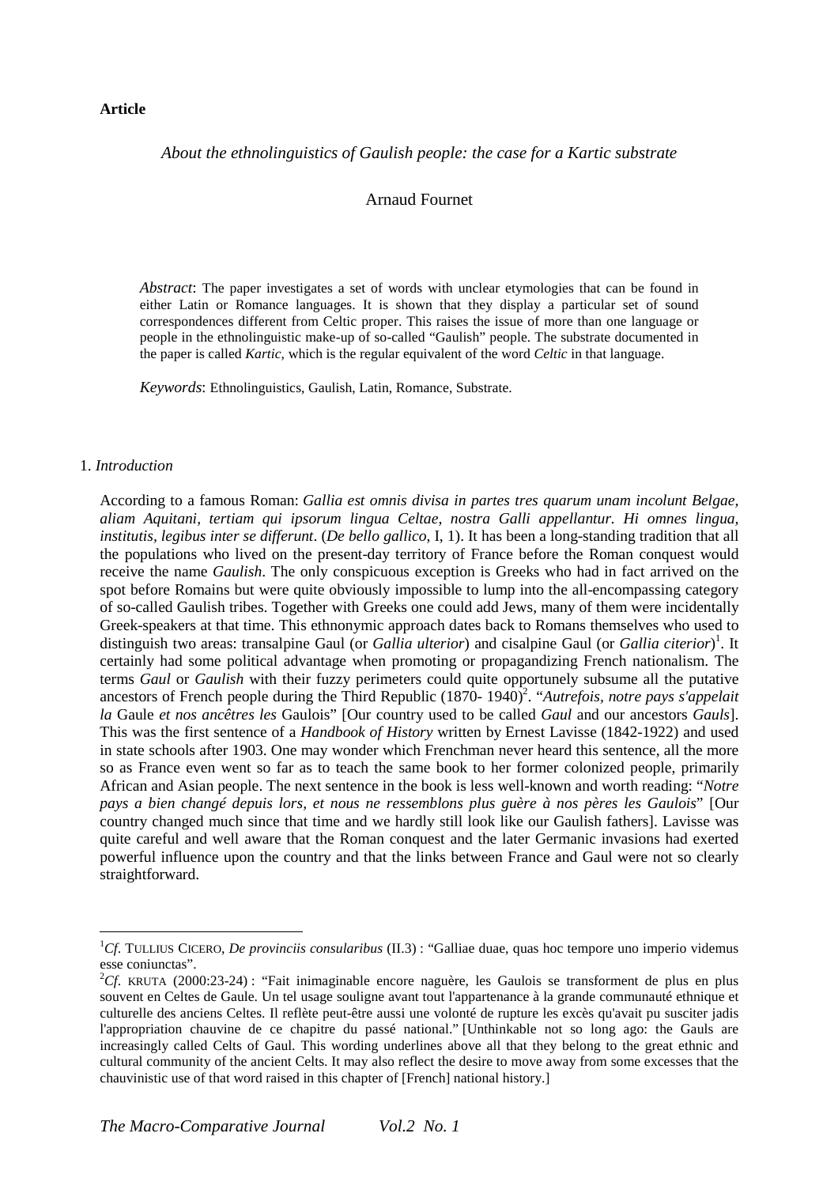**Article**

*About the ethnolinguistics of Gaulish people: the case for a Kartic substrate*

Arnaud Fournet

*Abstract*: The paper investigates a set of words with unclear etymologies that can be found in either Latin or Romance languages. It is shown that they display a particular set of sound correspondences different from Celtic proper. This raises the issue of more than one language or people in the ethnolinguistic make-up of so-called "Gaulish" people. The substrate documented in the paper is called *Kartic*, which is the regular equivalent of the word *Celtic* in that language.

*Keywords*: Ethnolinguistics, Gaulish, Latin, Romance, Substrate.

## 1. *Introduction*

According to a famous Roman: *Gallia est omnis divisa in partes tres quarum unam incolunt Belgae, aliam Aquitani, tertiam qui ipsorum lingua Celtae, nostra Galli appellantur. Hi omnes lingua, institutis, legibus inter se differunt*. (*De bello gallico*, I, 1). It has been a long-standing tradition that all the populations who lived on the present-day territory of France before the Roman conquest would receive the name *Gaulish*. The only conspicuous exception is Greeks who had in fact arrived on the spot before Romains but were quite obviously impossible to lump into the all-encompassing category of so-called Gaulish tribes. Together with Greeks one could add Jews, many of them were incidentally Greek-speakers at that time. This ethnonymic approach dates back to Romans themselves who used to distinguish two areas: transalpine Gaul (or *Gallia ulterior*) and cisalpine Gaul (or *Gallia citerior*)[1]. It certainly had some political advantage when promoting or propagandizing French nationalism. The terms *Gaul* or *Gaulish* with their fuzzy perimeters could quite opportunely subsume all the putative ancestors of French people during the Third Republic (1870- 1940)[2]. "*Autrefois, notre pays s'appelait la* Gaule *et nos ancêtres les* Gaulois" [Our country used to be called *Gaul* and our ancestors *Gauls*]. This was the first sentence of a *Handbook of History* written by Ernest Lavisse (1842-1922) and used in state schools after 1903. One may wonder which Frenchman never heard this sentence, all the more so as France even went so far as to teach the same book to her former colonized people, primarily African and Asian people. The next sentence in the book is less well-known and worth reading: "*Notre pays a bien changé depuis lors, et nous ne ressemblons plus guère à nos pères les Gaulois*" [Our country changed much since that time and we hardly still look like our Gaulish fathers]. Lavisse was quite careful and well aware that the Roman conquest and the later Germanic invasions had exerted powerful influence upon the country and that the links between France and Gaul were not so clearly straightforward.

[1] *Cf.* TULLIUS CICERO, *De provinciis consularibus* (II.3) : "Galliae duae, quas hoc tempore uno imperio videmus esse coniunctas".

[2] *Cf.* KRUTA (2000:23-24) : "Fait inimaginable encore naguère, les Gaulois se transforment de plus en plus souvent en Celtes de Gaule. Un tel usage souligne avant tout l'appartenance à la grande communauté ethnique et culturelle des anciens Celtes. Il reflète peut-être aussi une volonté de rupture les excès qu'avait pu susciter jadis l'appropriation chauvine de ce chapitre du passé national." [Unthinkable not so long ago: the Gauls are increasingly called Celts of Gaul. This wording underlines above all that they belong to the great ethnic and cultural community of the ancient Celts. It may also reflect the desire to move away from some excesses that the chauvinistic use of that word raised in this chapter of [French] national history.]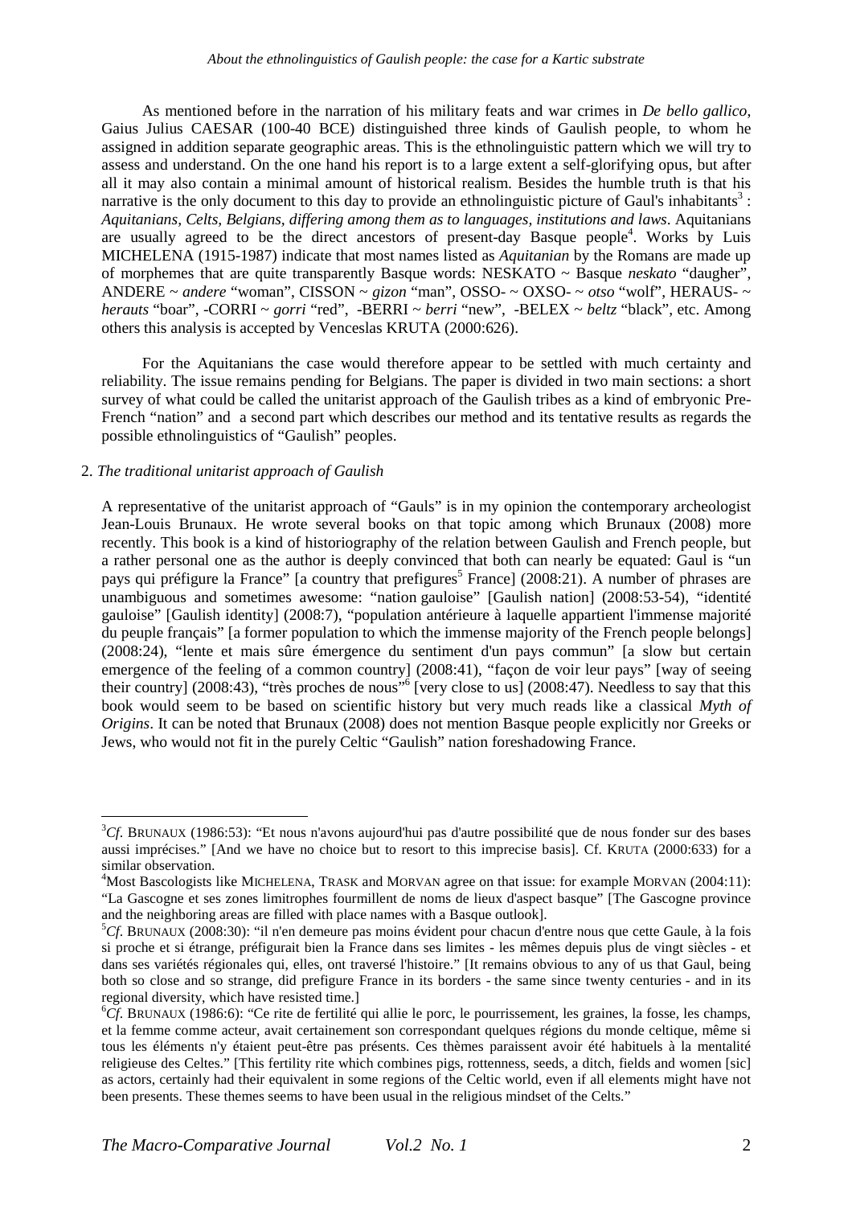As mentioned before in the narration of his military feats and war crimes in *De bello gallico*, Gaius Julius CAESAR (100-40 BCE) distinguished three kinds of Gaulish people, to whom he assigned in addition separate geographic areas. This is the ethnolinguistic pattern which we will try to assess and understand. On the one hand his report is to a large extent a self-glorifying opus, but after all it may also contain a minimal amount of historical realism. Besides the humble truth is that his narrative is the only document to this day to provide an ethnolinguistic picture of Gaul's inhabitants[3] : *Aquitanians, Celts, Belgians, differing among them as to languages, institutions and laws*. Aquitanians are usually agreed to be the direct ancestors of present-day Basque people[4]. Works by Luis MICHELENA (1915-1987) indicate that most names listed as *Aquitanian* by the Romans are made up of morphemes that are quite transparently Basque words: NESKATO ~ Basque *neskato* "daugher", ANDERE ~ *andere* "woman", CISSON ~ *gizon* "man", OSSO- ~ OXSO- ~ *otso* "wolf", HERAUS- ~ *herauts* "boar", -CORRI ~ *gorri* "red", -BERRI ~ *berri* "new", -BELEX ~ *beltz* "black", etc. Among others this analysis is accepted by Venceslas KRUTA (2000:626).

For the Aquitanians the case would therefore appear to be settled with much certainty and reliability. The issue remains pending for Belgians. The paper is divided in two main sections: a short survey of what could be called the unitarist approach of the Gaulish tribes as a kind of embryonic Pre-French "nation" and a second part which describes our method and its tentative results as regards the possible ethnolinguistics of "Gaulish" peoples.

## 2. *The traditional unitarist approach of Gaulish*

A representative of the unitarist approach of "Gauls" is in my opinion the contemporary archeologist Jean-Louis Brunaux. He wrote several books on that topic among which Brunaux (2008) more recently. This book is a kind of historiography of the relation between Gaulish and French people, but a rather personal one as the author is deeply convinced that both can nearly be equated: Gaul is "un pays qui préfigure la France" [a country that prefigures[5] France] (2008:21). A number of phrases are unambiguous and sometimes awesome: "nation gauloise" [Gaulish nation] (2008:53-54), "identité gauloise" [Gaulish identity] (2008:7), "population antérieure à laquelle appartient l'immense majorité du peuple français" [a former population to which the immense majority of the French people belongs] (2008:24), "lente et mais sûre émergence du sentiment d'un pays commun" [a slow but certain emergence of the feeling of a common country] (2008:41), "façon de voir leur pays" [way of seeing their country] (2008:43), "très proches de nous"[6] [very close to us] (2008:47). Needless to say that this book would seem to be based on scientific history but very much reads like a classical *Myth of Origins*. It can be noted that Brunaux (2008) does not mention Basque people explicitly nor Greeks or Jews, who would not fit in the purely Celtic "Gaulish" nation foreshadowing France.

---

[3]*Cf*. BRUNAUX (1986:53): "Et nous n'avons aujourd'hui pas d'autre possibilité que de nous fonder sur des bases aussi imprécises." [And we have no choice but to resort to this imprecise basis]. Cf. KRUTA (2000:633) for a similar observation.

[4]Most Bascologists like MICHELENA, TRASK and MORVAN agree on that issue: for example MORVAN (2004:11): "La Gascogne et ses zones limitrophes fourmillent de noms de lieux d'aspect basque" [The Gascogne province and the neighboring areas are filled with place names with a Basque outlook].

[5]*Cf*. BRUNAUX (2008:30): "il n'en demeure pas moins évident pour chacun d'entre nous que cette Gaule, à la fois si proche et si étrange, préfigurait bien la France dans ses limites - les mêmes depuis plus de vingt siècles - et dans ses variétés régionales qui, elles, ont traversé l'histoire." [It remains obvious to any of us that Gaul, being both so close and so strange, did prefigure France in its borders - the same since twenty centuries - and in its regional diversity, which have resisted time.]

[6]*Cf*. BRUNAUX (1986:6): "Ce rite de fertilité qui allie le porc, le pourrissement, les graines, la fosse, les champs, et la femme comme acteur, avait certainement son correspondant quelques régions du monde celtique, même si tous les éléments n'y étaient peut-être pas présents. Ces thèmes paraissent avoir été habituels à la mentalité religieuse des Celtes." [This fertility rite which combines pigs, rottenness, seeds, a ditch, fields and women [sic] as actors, certainly had their equivalent in some regions of the Celtic world, even if all elements might have not been presents. These themes seems to have been usual in the religious mindset of the Celts."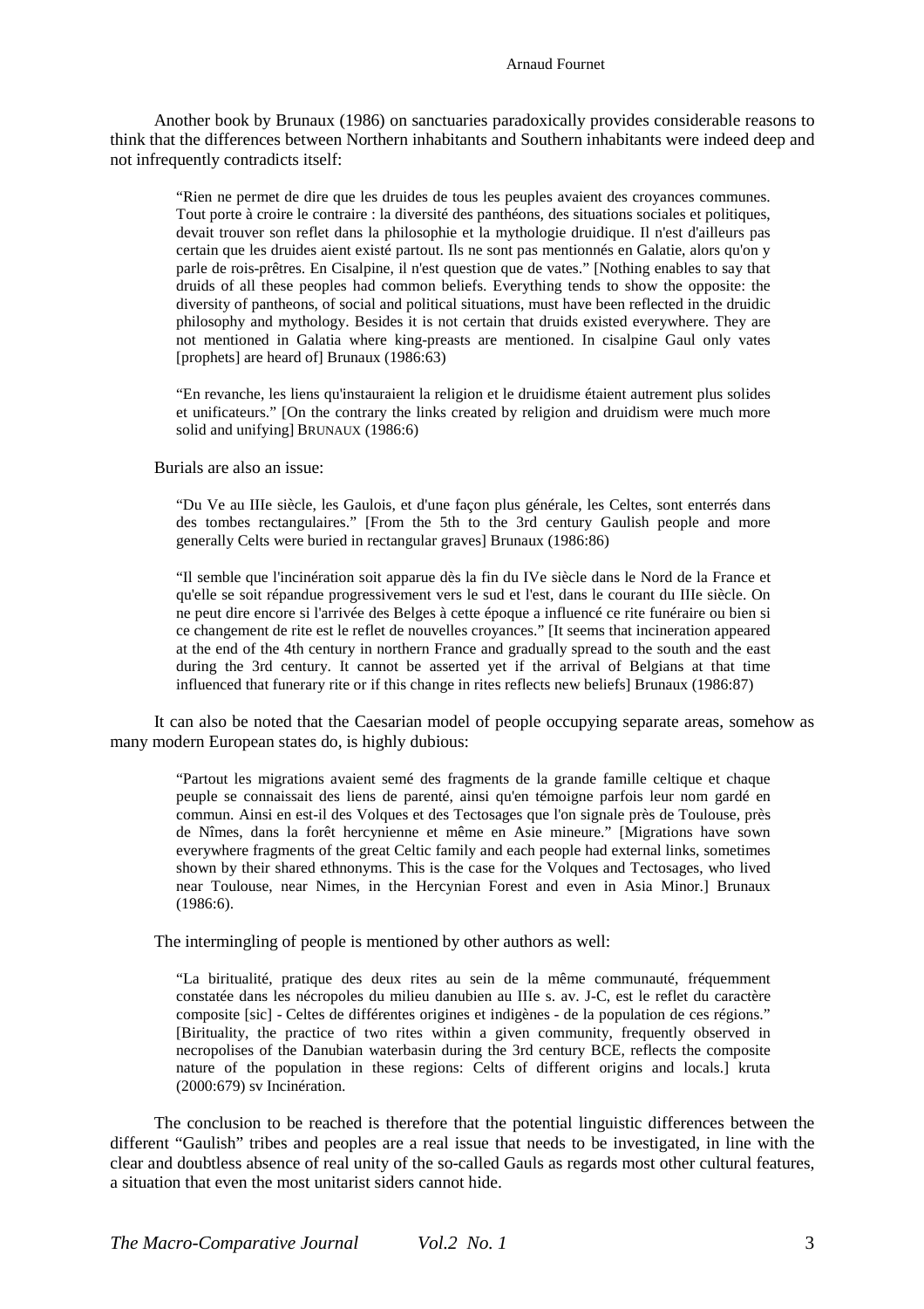Another book by Brunaux (1986) on sanctuaries paradoxically provides considerable reasons to think that the differences between Northern inhabitants and Southern inhabitants were indeed deep and not infrequently contradicts itself:

> "Rien ne permet de dire que les druides de tous les peuples avaient des croyances communes. Tout porte à croire le contraire : la diversité des panthéons, des situations sociales et politiques, devait trouver son reflet dans la philosophie et la mythologie druidique. Il n'est d'ailleurs pas certain que les druides aient existé partout. Ils ne sont pas mentionnés en Galatie, alors qu'on y parle de rois-prêtres. En Cisalpine, il n'est question que de vates." [Nothing enables to say that druids of all these peoples had common beliefs. Everything tends to show the opposite: the diversity of pantheons, of social and political situations, must have been reflected in the druidic philosophy and mythology. Besides it is not certain that druids existed everywhere. They are not mentioned in Galatia where king-preasts are mentioned. In cisalpine Gaul only vates [prophets] are heard of] Brunaux (1986:63)

> "En revanche, les liens qu'instauraient la religion et le druidisme étaient autrement plus solides et unificateurs." [On the contrary the links created by religion and druidism were much more solid and unifying] BRUNAUX (1986:6)

Burials are also an issue:

> "Du Ve au IIIe siècle, les Gaulois, et d'une façon plus générale, les Celtes, sont enterrés dans des tombes rectangulaires." [From the 5th to the 3rd century Gaulish people and more generally Celts were buried in rectangular graves] Brunaux (1986:86)

> "Il semble que l'incinération soit apparue dès la fin du IVe siècle dans le Nord de la France et qu'elle se soit répandue progressivement vers le sud et l'est, dans le courant du IIIe siècle. On ne peut dire encore si l'arrivée des Belges à cette époque a influencé ce rite funéraire ou bien si ce changement de rite est le reflet de nouvelles croyances." [It seems that incineration appeared at the end of the 4th century in northern France and gradually spread to the south and the east during the 3rd century. It cannot be asserted yet if the arrival of Belgians at that time influenced that funerary rite or if this change in rites reflects new beliefs] Brunaux (1986:87)

It can also be noted that the Caesarian model of people occupying separate areas, somehow as many modern European states do, is highly dubious:

> "Partout les migrations avaient semé des fragments de la grande famille celtique et chaque peuple se connaissait des liens de parenté, ainsi qu'en témoigne parfois leur nom gardé en commun. Ainsi en est-il des Volques et des Tectosages que l'on signale près de Toulouse, près de Nîmes, dans la forêt hercynienne et même en Asie mineure." [Migrations have sown everywhere fragments of the great Celtic family and each people had external links, sometimes shown by their shared ethnonyms. This is the case for the Volques and Tectosages, who lived near Toulouse, near Nimes, in the Hercynian Forest and even in Asia Minor.] Brunaux (1986:6).

The intermingling of people is mentioned by other authors as well:

> "La biritualité, pratique des deux rites au sein de la même communauté, fréquemment constatée dans les nécropoles du milieu danubien au IIIe s. av. J-C, est le reflet du caractère composite [sic] - Celtes de différentes origines et indigènes - de la population de ces régions." [Birituality, the practice of two rites within a given community, frequently observed in necropolises of the Danubian waterbasin during the 3rd century BCE, reflects the composite nature of the population in these regions: Celts of different origins and locals.] kruta (2000:679) sv Incinération.

The conclusion to be reached is therefore that the potential linguistic differences between the different "Gaulish" tribes and peoples are a real issue that needs to be investigated, in line with the clear and doubtless absence of real unity of the so-called Gauls as regards most other cultural features, a situation that even the most unitarist siders cannot hide.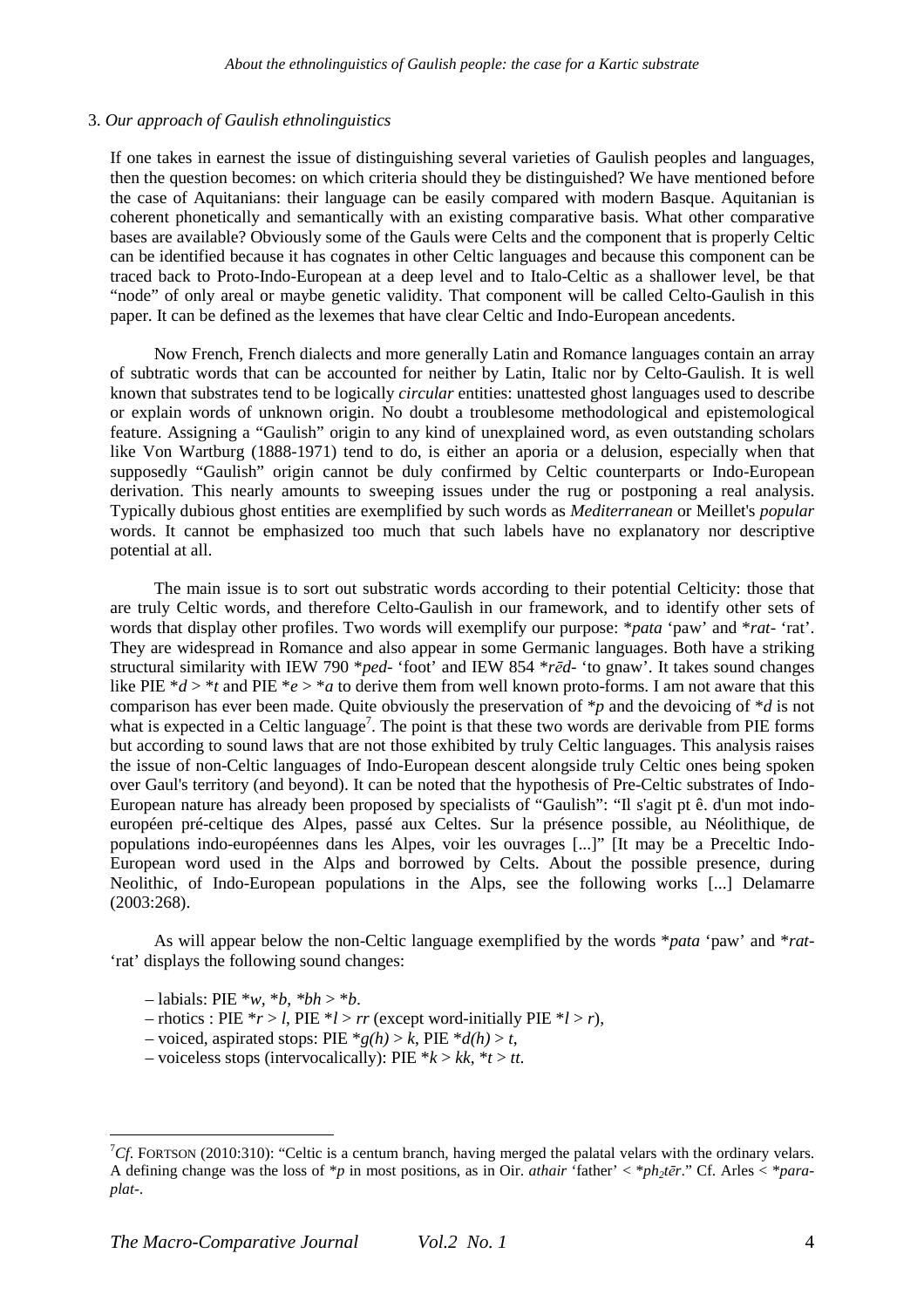### 3. *Our approach of Gaulish ethnolinguistics*

If one takes in earnest the issue of distinguishing several varieties of Gaulish peoples and languages, then the question becomes: on which criteria should they be distinguished? We have mentioned before the case of Aquitanians: their language can be easily compared with modern Basque. Aquitanian is coherent phonetically and semantically with an existing comparative basis. What other comparative bases are available? Obviously some of the Gauls were Celts and the component that is properly Celtic can be identified because it has cognates in other Celtic languages and because this component can be traced back to Proto-Indo-European at a deep level and to Italo-Celtic as a shallower level, be that "node" of only areal or maybe genetic validity. That component will be called Celto-Gaulish in this paper. It can be defined as the lexemes that have clear Celtic and Indo-European ancedents.

Now French, French dialects and more generally Latin and Romance languages contain an array of subtratic words that can be accounted for neither by Latin, Italic nor by Celto-Gaulish. It is well known that substrates tend to be logically *circular* entities: unattested ghost languages used to describe or explain words of unknown origin. No doubt a troublesome methodological and epistemological feature. Assigning a "Gaulish" origin to any kind of unexplained word, as even outstanding scholars like Von Wartburg (1888-1971) tend to do, is either an aporia or a delusion, especially when that supposedly "Gaulish" origin cannot be duly confirmed by Celtic counterparts or Indo-European derivation. This nearly amounts to sweeping issues under the rug or postponing a real analysis. Typically dubious ghost entities are exemplified by such words as *Mediterranean* or Meillet's *popular* words. It cannot be emphasized too much that such labels have no explanatory nor descriptive potential at all.

The main issue is to sort out substratic words according to their potential Celticity: those that are truly Celtic words, and therefore Celto-Gaulish in our framework, and to identify other sets of words that display other profiles. Two words will exemplify our purpose: *\*pata* 'paw' and *\*rat-* 'rat'. They are widespread in Romance and also appear in some Germanic languages. Both have a striking structural similarity with IEW 790 *\*ped-* 'foot' and IEW 854 *\*rēd-* 'to gnaw'. It takes sound changes like PIE *\*d* > *\*t* and PIE *\*e* > *\*a* to derive them from well known proto-forms. I am not aware that this comparison has ever been made. Quite obviously the preservation of *\*p* and the devoicing of *\*d* is not what is expected in a Celtic language[7]. The point is that these two words are derivable from PIE forms but according to sound laws that are not those exhibited by truly Celtic languages. This analysis raises the issue of non-Celtic languages of Indo-European descent alongside truly Celtic ones being spoken over Gaul's territory (and beyond). It can be noted that the hypothesis of Pre-Celtic substrates of Indo-European nature has already been proposed by specialists of "Gaulish": "Il s'agit pt ê. d'un mot indo-européen pré-celtique des Alpes, passé aux Celtes. Sur la présence possible, au Néolithique, de populations indo-européennes dans les Alpes, voir les ouvrages [...]" [It may be a Preceltic Indo-European word used in the Alps and borrowed by Celts. About the possible presence, during Neolithic, of Indo-European populations in the Alps, see the following works [...] Delamarre (2003:268).

As will appear below the non-Celtic language exemplified by the words *\*pata* 'paw' and *\*rat-* 'rat' displays the following sound changes:

– labials: PIE *\*w*, *\*b*, *\*bh* > *\*b*.
– rhotics : PIE *\*r* > *l*, PIE *\*l* > *rr* (except word-initially PIE *\*l* > *r*),
– voiced, aspirated stops: PIE *\*g(h)* > *k*, PIE *\*d(h)* > *t*,
– voiceless stops (intervocalically): PIE *\*k* > *kk*, *\*t* > *tt*.

---

[7] *Cf.* FORTSON (2010:310): "Celtic is a centum branch, having merged the palatal velars with the ordinary velars. A defining change was the loss of *\*p* in most positions, as in Oir. *athair* 'father' < *\*ph$_2$tēr*." Cf. Arles < *\*para-plat-*.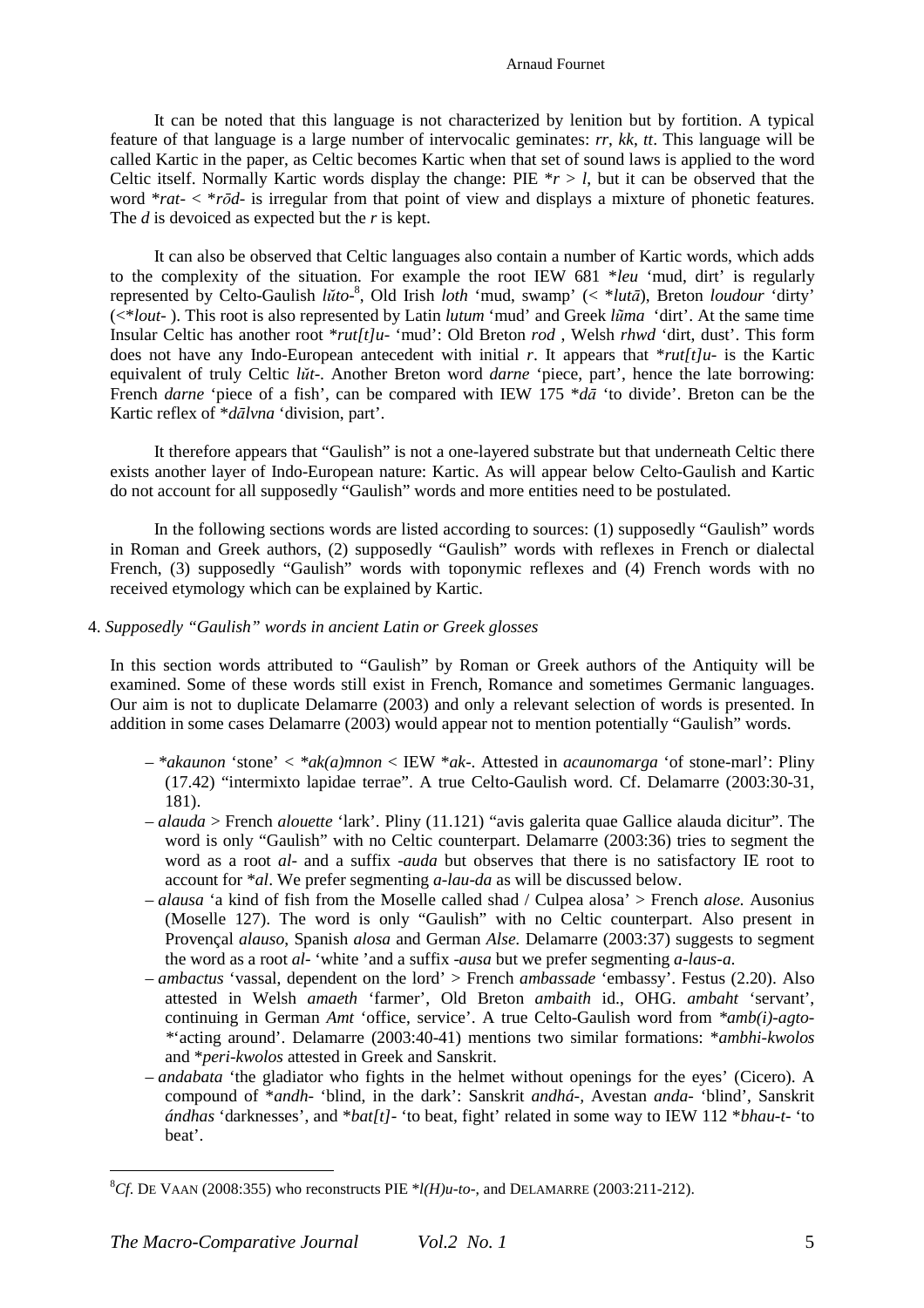It can be noted that this language is not characterized by lenition but by fortition. A typical feature of that language is a large number of intervocalic geminates: *rr*, *kk*, *tt*. This language will be called Kartic in the paper, as Celtic becomes Kartic when that set of sound laws is applied to the word Celtic itself. Normally Kartic words display the change: PIE *\*r > l*, but it can be observed that the word *\*rat-* < *\*rōd-* is irregular from that point of view and displays a mixture of phonetic features. The *d* is devoiced as expected but the *r* is kept.

It can also be observed that Celtic languages also contain a number of Kartic words, which adds to the complexity of the situation. For example the root IEW 681 *\*leu* 'mud, dirt' is regularly represented by Celto-Gaulish *lŭto-*[8], Old Irish *loth* 'mud, swamp' (< *\*lutā*), Breton *loudour* 'dirty' (<*\*lout-* ). This root is also represented by Latin *lutum* 'mud' and Greek *lῦma* 'dirt'. At the same time Insular Celtic has another root *\*rut[t]u-* 'mud': Old Breton *rod* , Welsh *rhwd* 'dirt, dust'. This form does not have any Indo-European antecedent with initial *r*. It appears that *\*rut[t]u-* is the Kartic equivalent of truly Celtic *lŭt-*. Another Breton word *darne* 'piece, part', hence the late borrowing: French *darne* 'piece of a fish', can be compared with IEW 175 *\*dā* 'to divide'. Breton can be the Kartic reflex of *\*dālvna* 'division, part'.

It therefore appears that "Gaulish" is not a one-layered substrate but that underneath Celtic there exists another layer of Indo-European nature: Kartic. As will appear below Celto-Gaulish and Kartic do not account for all supposedly "Gaulish" words and more entities need to be postulated.

In the following sections words are listed according to sources: (1) supposedly "Gaulish" words in Roman and Greek authors, (2) supposedly "Gaulish" words with reflexes in French or dialectal French, (3) supposedly "Gaulish" words with toponymic reflexes and (4) French words with no received etymology which can be explained by Kartic.

## 4. *Supposedly "Gaulish" words in ancient Latin or Greek glosses*

In this section words attributed to "Gaulish" by Roman or Greek authors of the Antiquity will be examined. Some of these words still exist in French, Romance and sometimes Germanic languages. Our aim is not to duplicate Delamarre (2003) and only a relevant selection of words is presented. In addition in some cases Delamarre (2003) would appear not to mention potentially "Gaulish" words.

- *\*akaunon* 'stone' < *\*ak(a)mnon* < IEW *\*ak-*. Attested in *acaunomarga* 'of stone-marl': Pliny (17.42) "intermixto lapidae terrae". A true Celto-Gaulish word. Cf. Delamarre (2003:30-31, 181).
- *alauda* > French *alouette* 'lark'. Pliny (11.121) "avis galerita quae Gallice alauda dicitur". The word is only "Gaulish" with no Celtic counterpart. Delamarre (2003:36) tries to segment the word as a root *al-* and a suffix *-auda* but observes that there is no satisfactory IE root to account for *\*al*. We prefer segmenting *a-lau-da* as will be discussed below.
- *alausa* 'a kind of fish from the Moselle called shad / Culpea alosa' > French *alose.* Ausonius (Moselle 127). The word is only "Gaulish" with no Celtic counterpart. Also present in Provençal *alauso*, Spanish *alosa* and German *Alse.* Delamarre (2003:37) suggests to segment the word as a root *al-* 'white 'and a suffix *-ausa* but we prefer segmenting *a-laus-a.*
- *ambactus* 'vassal, dependent on the lord' > French *ambassade* 'embassy'. Festus (2.20). Also attested in Welsh *amaeth* 'farmer', Old Breton *ambaith* id., OHG. *ambaht* 'servant', continuing in German *Amt* 'office, service'. A true Celto-Gaulish word from *\*amb(i)-agto-* \*'acting around'. Delamarre (2003:40-41) mentions two similar formations: *\*ambhi-kwolos* and *\*peri-kwolos* attested in Greek and Sanskrit.
- *andabata* 'the gladiator who fights in the helmet without openings for the eyes' (Cicero). A compound of *\*andh-* 'blind, in the dark': Sanskrit *andhá-*, Avestan *anda-* 'blind', Sanskrit *ándhas* 'darknesses', and *\*bat[t]-* 'to beat, fight' related in some way to IEW 112 *\*bhau-t-* 'to beat'.

---

[8] *Cf.* De Vaan (2008:355) who reconstructs PIE *\*l(H)u-to-*, and Delamarre (2003:211-212).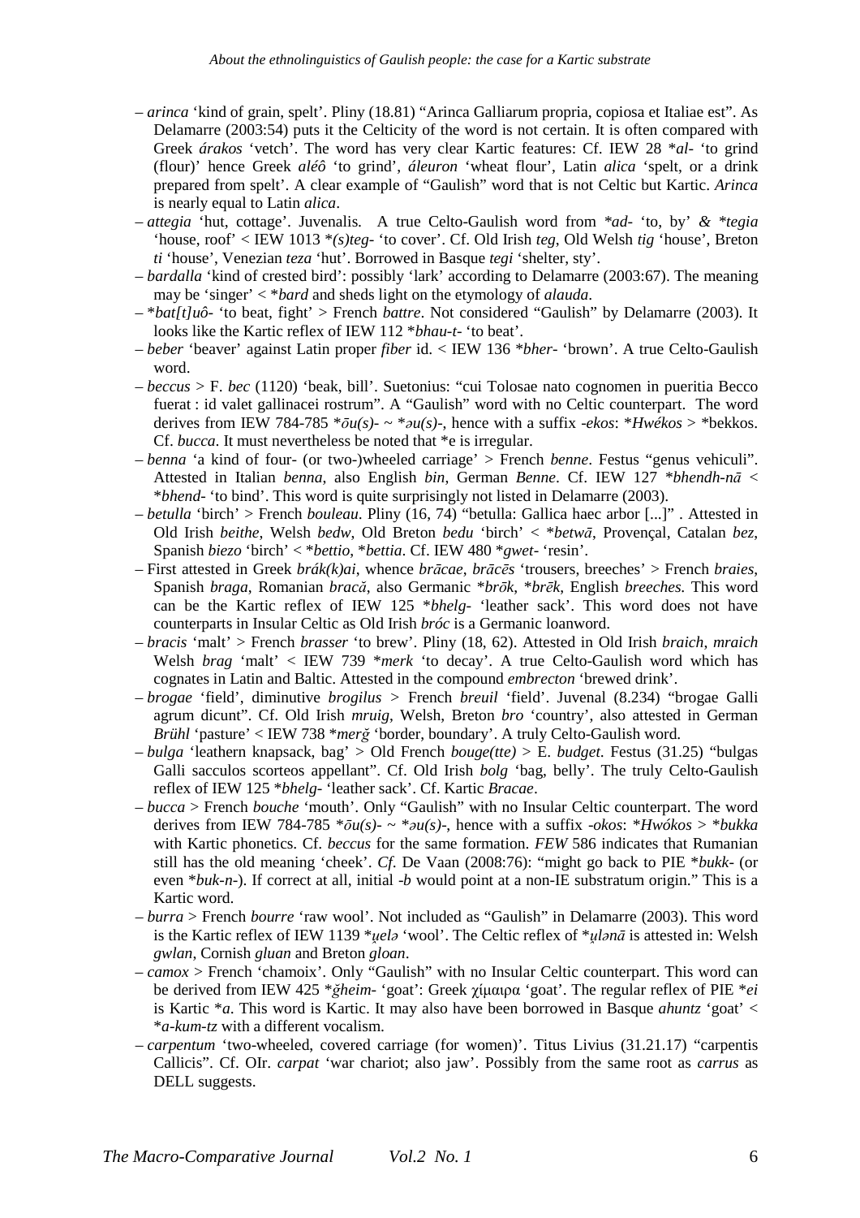– *arinca* 'kind of grain, spelt'. Pliny (18.81) "Arinca Galliarum propria, copiosa et Italiae est". As Delamarre (2003:54) puts it the Celticity of the word is not certain. It is often compared with Greek *árakos* 'vetch'. The word has very clear Kartic features: Cf. IEW 28 **al-* 'to grind (flour)' hence Greek *aléô* 'to grind', *áleuron* 'wheat flour', Latin *alica* 'spelt, or a drink prepared from spelt'. A clear example of "Gaulish" word that is not Celtic but Kartic. *Arinca* is nearly equal to Latin *alica*.

– *attegia* 'hut, cottage'. Juvenalis. A true Celto-Gaulish word from **ad-* 'to, by' & **tegia* 'house, roof' < IEW 1013 **(s)teg-* 'to cover'. Cf. Old Irish *teg*, Old Welsh *tig* 'house', Breton *ti* 'house', Venezian *teza* 'hut'. Borrowed in Basque *tegi* 'shelter, sty'.

– *bardalla* 'kind of crested bird': possibly 'lark' according to Delamarre (2003:67). The meaning may be 'singer' < **bard* and sheds light on the etymology of *alauda*.

– **bat[t]uô-* 'to beat, fight' > French *battre*. Not considered "Gaulish" by Delamarre (2003). It looks like the Kartic reflex of IEW 112 **bhau-t-* 'to beat'.

– *beber* 'beaver' against Latin proper *fiber* id. < IEW 136 **bher-* 'brown'. A true Celto-Gaulish word.

– *beccus* > F. *bec* (1120) 'beak, bill'. Suetonius: "cui Tolosae nato cognomen in pueritia Becco fuerat : id valet gallinacei rostrum". A "Gaulish" word with no Celtic counterpart. The word derives from IEW 784-785 **ōu(s)-* ~ **əu(s)-*, hence with a suffix *-ekos*: **Hwékos* > *bekkos. Cf. *bucca*. It must nevertheless be noted that *e is irregular.

– *benna* 'a kind of four- (or two-)wheeled carriage' > French *benne*. Festus "genus vehiculi". Attested in Italian *benna*, also English *bin*, German *Benne*. Cf. IEW 127 **bhendh-nā* < **bhend-* 'to bind'. This word is quite surprisingly not listed in Delamarre (2003).

– *betulla* 'birch' > French *bouleau*. Pliny (16, 74) "betulla: Gallica haec arbor [...]" . Attested in Old Irish *beithe*, Welsh *bedw*, Old Breton *bedu* 'birch' < **betwā*, Provençal, Catalan *bez*, Spanish *biezo* 'birch' < **bettio*, **bettia*. Cf. IEW 480 **gwet-* 'resin'.

– First attested in Greek *brák(k)ai*, whence *brācae*, *brācēs* 'trousers, breeches' > French *braies*, Spanish *braga*, Romanian *bracă*, also Germanic **brōk*, **brēk*, English *breeches*. This word can be the Kartic reflex of IEW 125 **bhelg-* 'leather sack'. This word does not have counterparts in Insular Celtic as Old Irish *bróc* is a Germanic loanword.

– *bracis* 'malt' > French *brasser* 'to brew'. Pliny (18, 62). Attested in Old Irish *braich*, *mraich* Welsh *brag* 'malt' < IEW 739 **merk* 'to decay'. A true Celto-Gaulish word which has cognates in Latin and Baltic. Attested in the compound *embrecton* 'brewed drink'.

– *brogae* 'field', diminutive *brogilus* > French *breuil* 'field'. Juvenal (8.234) "brogae Galli agrum dicunt". Cf. Old Irish *mruig*, Welsh, Breton *bro* 'country', also attested in German *Brühl* 'pasture' < IEW 738 **merĝ* 'border, boundary'. A truly Celto-Gaulish word.

– *bulga* 'leathern knapsack, bag' > Old French *bouge(tte)* > E. *budget*. Festus (31.25) "bulgas Galli sacculos scorteos appellant". Cf. Old Irish *bolg* 'bag, belly'. The truly Celto-Gaulish reflex of IEW 125 **bhelg-* 'leather sack'. Cf. Kartic *Bracae*.

– *bucca* > French *bouche* 'mouth'. Only "Gaulish" with no Insular Celtic counterpart. The word derives from IEW 784-785 **ōu(s)-* ~ **əu(s)-*, hence with a suffix *-okos*: **Hwókos* > **bukka* with Kartic phonetics. Cf. *beccus* for the same formation. *FEW* 586 indicates that Rumanian still has the old meaning 'cheek'. *Cf.* De Vaan (2008:76): "might go back to PIE **bukk-* (or even **buk-n-*). If correct at all, initial *-b* would point at a non-IE substratum origin." This is a Kartic word.

– *burra* > French *bourre* 'raw wool'. Not included as "Gaulish" in Delamarre (2003). This word is the Kartic reflex of IEW 1139 **u̯elə* 'wool'. The Celtic reflex of **u̯lənā* is attested in: Welsh *gwlan*, Cornish *gluan* and Breton *gloan*.

– *camox* > French 'chamoix'. Only "Gaulish" with no Insular Celtic counterpart. This word can be derived from IEW 425 **ĝheim-* 'goat': Greek χίμαιρα 'goat'. The regular reflex of PIE **ei* is Kartic **a*. This word is Kartic. It may also have been borrowed in Basque *ahuntz* 'goat' < **a-kum-tz* with a different vocalism.

– *carpentum* 'two-wheeled, covered carriage (for women)'. Titus Livius (31.21.17) "carpentis Callicis". Cf. OIr. *carpat* 'war chariot; also jaw'. Possibly from the same root as *carrus* as DELL suggests.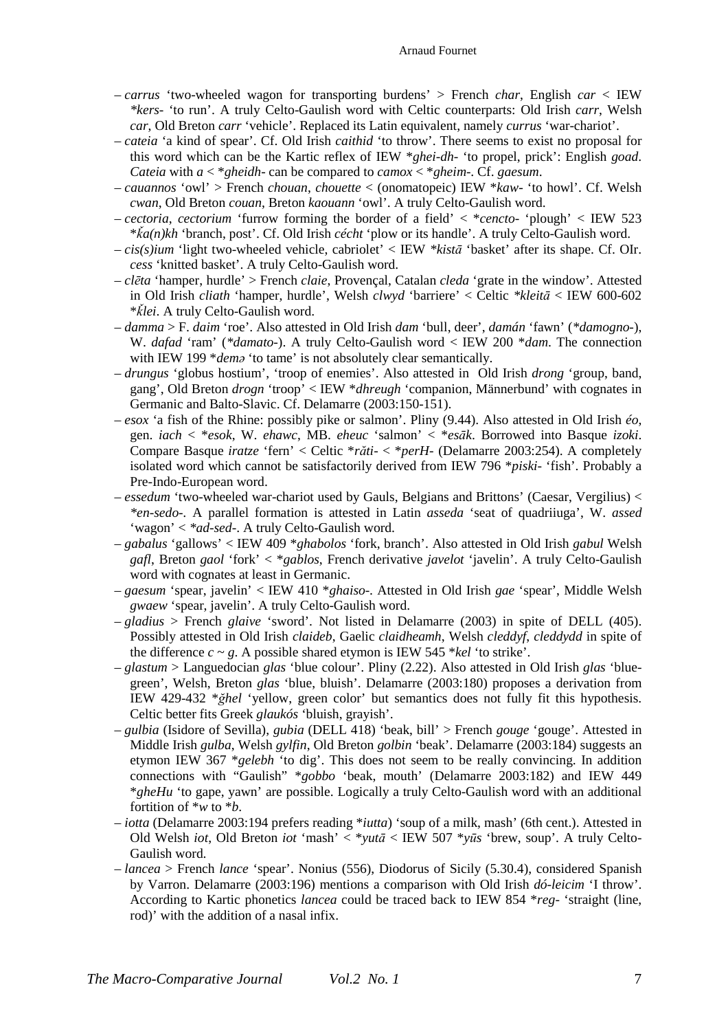– *carrus* 'two-wheeled wagon for transporting burdens' > French *char*, English *car* < IEW *\*kers-* 'to run'. A truly Celto-Gaulish word with Celtic counterparts: Old Irish *carr*, Welsh *car*, Old Breton *carr* 'vehicle'. Replaced its Latin equivalent, namely *currus* 'war-chariot'.

– *cateia* 'a kind of spear'. Cf. Old Irish *caithid* 'to throw'. There seems to exist no proposal for this word which can be the Kartic reflex of IEW \**ghei-dh-* 'to propel, prick': English *goad*. *Cateia* with *a* < \**gheidh-* can be compared to *camox* < \**gheim-*. Cf. *gaesum*.

– *cauannos* 'owl' > French *chouan*, *chouette* < (onomatopeic) IEW \**kaw-* 'to howl'. Cf. Welsh *cwan*, Old Breton *couan*, Breton *kaouann* 'owl'. A truly Celto-Gaulish word.

– *cectoria*, *cectorium* 'furrow forming the border of a field' < \**cencto-* 'plough' < IEW 523 \**k̆a(n)kh* 'branch, post'. Cf. Old Irish *cécht* 'plow or its handle'. A truly Celto-Gaulish word.

– *cis(s)ium* 'light two-wheeled vehicle, cabriolet' < IEW *\*kistā* 'basket' after its shape. Cf. OIr. *cess* 'knitted basket'. A truly Celto-Gaulish word.

– *clēta* 'hamper, hurdle' > French *claie*, Provençal, Catalan *cleda* 'grate in the window'. Attested in Old Irish *cliath* 'hamper, hurdle', Welsh *clwyd* 'barriere' < Celtic *\*kleitā* < IEW 600-602 \**k̆lei*. A truly Celto-Gaulish word.

– *damma* > F. *daim* 'roe'. Also attested in Old Irish *dam* 'bull, deer', *damán* 'fawn' (\**damogno-*), W. *dafad* 'ram' (\**damato-*). A truly Celto-Gaulish word < IEW 200 \**dam*. The connection with IEW 199 \**demə* 'to tame' is not absolutely clear semantically.

– *drungus* 'globus hostium', 'troop of enemies'. Also attested in Old Irish *drong* 'group, band, gang', Old Breton *drogn* 'troop' < IEW \**dhreugh* 'companion, Männerbund' with cognates in Germanic and Balto-Slavic. Cf. Delamarre (2003:150-151).

– *esox* 'a fish of the Rhine: possibly pike or salmon'. Pliny (9.44). Also attested in Old Irish *éo*, gen. *iach* < \**esok*, W. *ehawc*, MB. *eheuc* 'salmon' < \**esāk*. Borrowed into Basque *izoki*. Compare Basque *iratze* 'fern' < Celtic \**răti-* < \**perH-* (Delamarre 2003:254). A completely isolated word which cannot be satisfactorily derived from IEW 796 \**piski-* 'fish'. Probably a Pre-Indo-European word.

– *essedum* 'two-wheeled war-chariot used by Gauls, Belgians and Brittons' (Caesar, Vergilius) < *\*en-sedo-*. A parallel formation is attested in Latin *asseda* 'seat of quadriiuga', W. *assed* 'wagon' < *\*ad-sed-*. A truly Celto-Gaulish word.

– *gabalus* 'gallows' < IEW 409 \**ghabolos* 'fork, branch'. Also attested in Old Irish *gabul* Welsh *gafl*, Breton *gaol* 'fork' < \**gablos*, French derivative *javelot* 'javelin'. A truly Celto-Gaulish word with cognates at least in Germanic.

– *gaesum* 'spear, javelin' < IEW 410 \**ghaiso-*. Attested in Old Irish *gae* 'spear', Middle Welsh *gwaew* 'spear, javelin'. A truly Celto-Gaulish word.

– *gladius* > French *glaive* 'sword'. Not listed in Delamarre (2003) in spite of DELL (405). Possibly attested in Old Irish *claideb*, Gaelic *claidheamh*, Welsh *cleddyf*, *cleddydd* in spite of the difference *c ~ g*. A possible shared etymon is IEW 545 \**kel* 'to strike'.

– *glastum* > Languedocian *glas* 'blue colour'. Pliny (2.22). Also attested in Old Irish *glas* 'blue-green', Welsh, Breton *glas* 'blue, bluish'. Delamarre (2003:180) proposes a derivation from IEW 429-432 \**ğhel* 'yellow, green color' but semantics does not fully fit this hypothesis. Celtic better fits Greek *glaukós* 'bluish, grayish'.

– *gulbia* (Isidore of Sevilla), *gubia* (DELL 418) 'beak, bill' > French *gouge* 'gouge'. Attested in Middle Irish *gulba*, Welsh *gylfin*, Old Breton *golbin* 'beak'. Delamarre (2003:184) suggests an etymon IEW 367 \**gelebh* 'to dig'. This does not seem to be really convincing. In addition connections with "Gaulish" \**gobbo* 'beak, mouth' (Delamarre 2003:182) and IEW 449 \**gheHu* 'to gape, yawn' are possible. Logically a truly Celto-Gaulish word with an additional fortition of \**w* to \**b*.

– *iotta* (Delamarre 2003:194 prefers reading \**iutta*) 'soup of a milk, mash' (6th cent.). Attested in Old Welsh *iot*, Old Breton *iot* 'mash' < \**yutā* < IEW 507 \**yūs* 'brew, soup'. A truly Celto-Gaulish word.

– *lancea* > French *lance* 'spear'. Nonius (556), Diodorus of Sicily (5.30.4), considered Spanish by Varron. Delamarre (2003:196) mentions a comparison with Old Irish *dó-leicim* 'I throw'. According to Kartic phonetics *lancea* could be traced back to IEW 854 \**reg-* 'straight (line, rod)' with the addition of a nasal infix.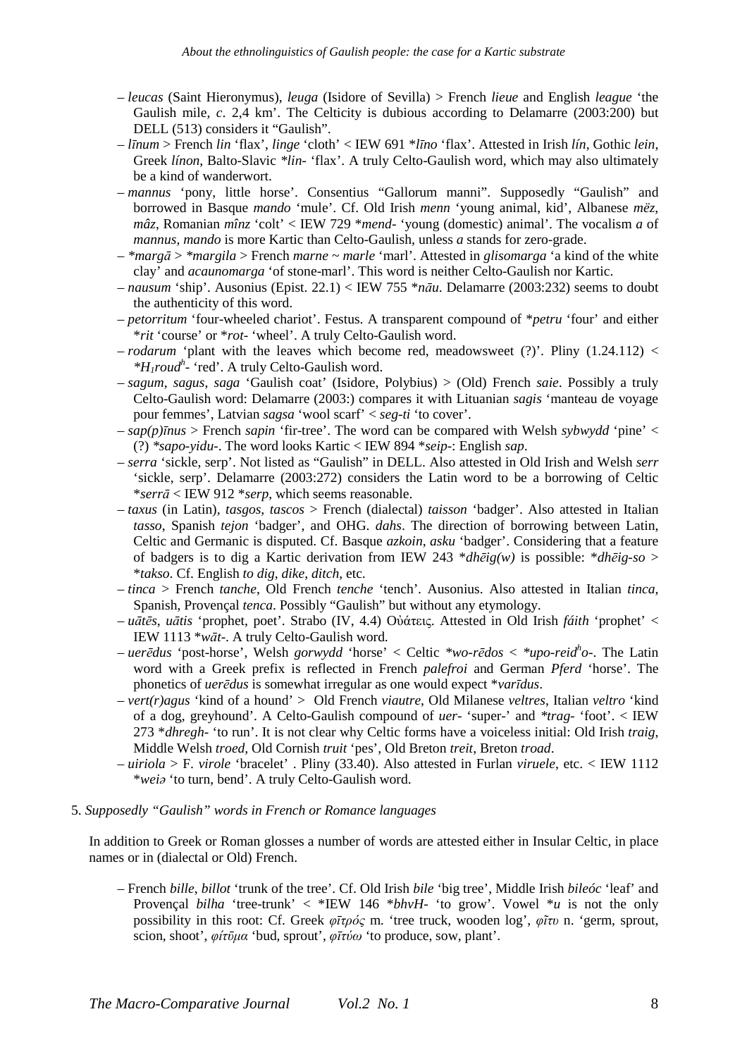– *leucas* (Saint Hieronymus), *leuga* (Isidore of Sevilla) > French *lieue* and English *league* 'the Gaulish mile, *c*. 2,4 km'. The Celticity is dubious according to Delamarre (2003:200) but DELL (513) considers it "Gaulish".
– *līnum* > French *lin* 'flax', *linge* 'cloth' < IEW 691 *\*līno* 'flax'. Attested in Irish *lín*, Gothic *lein*, Greek *línon*, Balto-Slavic *\*lin-* 'flax'. A truly Celto-Gaulish word, which may also ultimately be a kind of wanderwort.
– *mannus* 'pony, little horse'. Consentius "Gallorum manni". Supposedly "Gaulish" and borrowed in Basque *mando* 'mule'. Cf. Old Irish *menn* 'young animal, kid', Albanese *mëz*, *mâz*, Romanian *mînz* 'colt' < IEW 729 *\*mend-* 'young (domestic) animal'. The vocalism *a* of *mannus*, *mando* is more Kartic than Celto-Gaulish, unless *a* stands for zero-grade.
– *\*margā* > *\*margila* > French *marne* ~ *marle* 'marl'. Attested in *glisomarga* 'a kind of the white clay' and *acaunomarga* 'of stone-marl'. This word is neither Celto-Gaulish nor Kartic.
– *nausum* 'ship'. Ausonius (Epist. 22.1) < IEW 755 *\*nāu*. Delamarre (2003:232) seems to doubt the authenticity of this word.
– *petorritum* 'four-wheeled chariot'. Festus. A transparent compound of *\*petru* 'four' and either *\*rit* 'course' or *\*rot-* 'wheel'. A truly Celto-Gaulish word.
– *rodarum* 'plant with the leaves which become red, meadowsweet (?)'. Pliny (1.24.112) < *\*$H_1$roud$^h$-* 'red'. A truly Celto-Gaulish word.
– *sagum*, *sagus*, *saga* 'Gaulish coat' (Isidore, Polybius) > (Old) French *saie*. Possibly a truly Celto-Gaulish word: Delamarre (2003:) compares it with Lituanian *sagis* 'manteau de voyage pour femmes', Latvian *sagsa* 'wool scarf' < *seg-ti* 'to cover'.
– *sap(p)īnus* > French *sapin* 'fir-tree'. The word can be compared with Welsh *sybwydd* 'pine' < (?) *\*sapo-yidu-*. The word looks Kartic < IEW 894 *\*seip-*: English *sap*.
– *serra* 'sickle, serp'. Not listed as "Gaulish" in DELL. Also attested in Old Irish and Welsh *serr* 'sickle, serp'. Delamarre (2003:272) considers the Latin word to be a borrowing of Celtic *\*serrā* < IEW 912 *\*serp*, which seems reasonable.
– *taxus* (in Latin), *tasgos, tascos* > French (dialectal) *taisson* 'badger'. Also attested in Italian *tasso*, Spanish *tejon* 'badger', and OHG. *dahs*. The direction of borrowing between Latin, Celtic and Germanic is disputed. Cf. Basque *azkoin*, *asku* 'badger'. Considering that a feature of badgers is to dig a Kartic derivation from IEW 243 *\*dhēig(w)* is possible: *\*dhēig-so* > *\*takso*. Cf. English *to dig*, *dike*, *ditch*, etc.
– *tinca* > French *tanche*, Old French *tenche* 'tench'. Ausonius. Also attested in Italian *tinca*, Spanish, Provençal *tenca*. Possibly "Gaulish" but without any etymology.
– *uātēs*, *uātis* 'prophet, poet'. Strabo (IV, 4.4) Οὐάτεις. Attested in Old Irish *fáith* 'prophet' < IEW 1113 *\*wāt-*. A truly Celto-Gaulish word.
– *uerēdus* 'post-horse', Welsh *gorwydd* 'horse' < Celtic *\*wo-rēdos* < *\*upo-reid$^h$o-*. The Latin word with a Greek prefix is reflected in French *palefroi* and German *Pferd* 'horse'. The phonetics of *uerēdus* is somewhat irregular as one would expect *\*varīdus*.
– *vert(r)agus* 'kind of a hound' > Old French *viautre*, Old Milanese *veltres*, Italian *veltro* 'kind of a dog, greyhound'. A Celto-Gaulish compound of *uer-* 'super-' and *\*trag-* 'foot'. < IEW 273 *\*dhregh-* 'to run'. It is not clear why Celtic forms have a voiceless initial: Old Irish *traig*, Middle Welsh *troed*, Old Cornish *truit* 'pes', Old Breton *treit*, Breton *troad*.
– *uiriola* > F. *virole* 'bracelet' . Pliny (33.40). Also attested in Furlan *viruele*, etc. < IEW 1112 *\*weiə* 'to turn, bend'. A truly Celto-Gaulish word.

5. *Supposedly "Gaulish" words in French or Romance languages*

In addition to Greek or Roman glosses a number of words are attested either in Insular Celtic, in place names or in (dialectal or Old) French.

– French *bille*, *billot* 'trunk of the tree'. Cf. Old Irish *bile* 'big tree', Middle Irish *bileóc* 'leaf' and Provençal *bilha* 'tree-trunk' < \*IEW 146 *\*bhvH-* 'to grow'. Vowel *\*u* is not the only possibility in this root: Cf. Greek *φῑτρός* m. 'tree truck, wooden log', *φῖτυ* n. 'germ, sprout, scion, shoot', *φίτῡμα* 'bud, sprout', *φῑτύω* 'to produce, sow, plant'.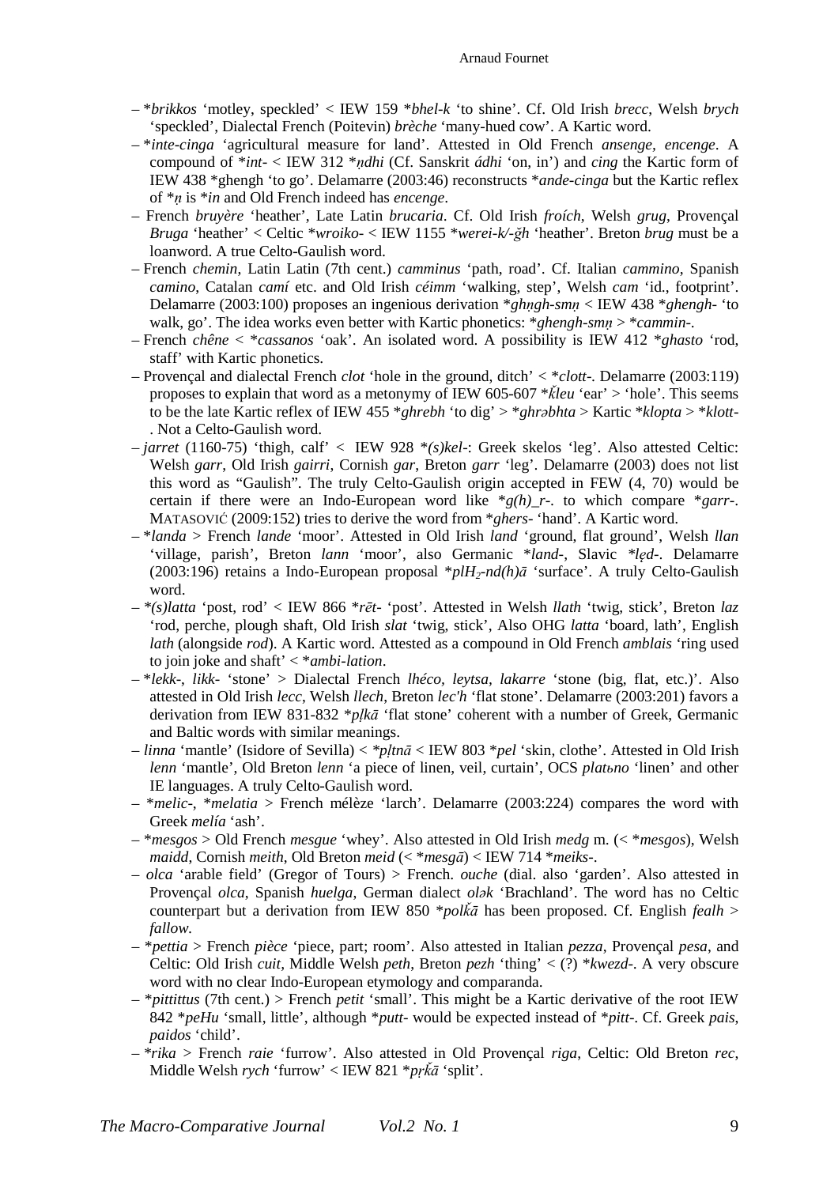– *\*brikkos* 'motley, speckled' < IEW 159 *\*bhel-k* 'to shine'. Cf. Old Irish *brecc*, Welsh *brych* 'speckled', Dialectal French (Poitevin) *brèche* 'many-hued cow'. A Kartic word.

– *\*inte-cinga* 'agricultural measure for land'. Attested in Old French *ansenge, encenge*. A compound of *\*int-* < IEW 312 *\*n̥dhi* (Cf. Sanskrit *ádhi* 'on, in') and *cing* the Kartic form of IEW 438 \*ghengh 'to go'. Delamarre (2003:46) reconstructs *\*ande-cinga* but the Kartic reflex of *\*n̥* is *\*in* and Old French indeed has *encenge*.

– French *bruyère* 'heather', Late Latin *brucaria*. Cf. Old Irish *froích*, Welsh *grug*, Provençal *Bruga* 'heather' < Celtic *\*wroiko-* < IEW 1155 *\*werei-k/-ĝh* 'heather'. Breton *brug* must be a loanword. A true Celto-Gaulish word.

– French *chemin*, Latin Latin (7th cent.) *camminus* 'path, road'. Cf. Italian *cammino*, Spanish *camino*, Catalan *camí* etc. and Old Irish *céimm* 'walking, step', Welsh *cam* 'id., footprint'. Delamarre (2003:100) proposes an ingenious derivation *\*ghn̥gh-sm̥n̥* < IEW 438 *\*ghengh-* 'to walk, go'. The idea works even better with Kartic phonetics: *\*ghengh-sm̥n̥* > *\*cammin-*.

– French *chêne* < *\*cassanos* 'oak'. An isolated word. A possibility is IEW 412 *\*ghasto* 'rod, staff' with Kartic phonetics.

– Provençal and dialectal French *clot* 'hole in the ground, ditch' < *\*clott-*. Delamarre (2003:119) proposes to explain that word as a metonymy of IEW 605-607 *\*k̂leu* 'ear' > 'hole'. This seems to be the late Kartic reflex of IEW 455 *\*ghrebh* 'to dig' > *\*ghrəbhta* > Kartic *\*klopta* > *\*klott-*. Not a Celto-Gaulish word.

– *jarret* (1160-75) 'thigh, calf' < IEW 928 *\*(s)kel-*: Greek skelos 'leg'. Also attested Celtic: Welsh *garr*, Old Irish *gairri*, Cornish *gar*, Breton *garr* 'leg'. Delamarre (2003) does not list this word as "Gaulish". The truly Celto-Gaulish origin accepted in FEW (4, 70) would be certain if there were an Indo-European word like *\*g(h)_r-*. to which compare *\*garr-*. MATASOVIĆ (2009:152) tries to derive the word from *\*ghers-* 'hand'. A Kartic word.

– *\*landa* > French *lande* 'moor'. Attested in Old Irish *land* 'ground, flat ground', Welsh *llan* 'village, parish', Breton *lann* 'moor', also Germanic *\*land-*, Slavic *\*lęd-*. Delamarre (2003:196) retains a Indo-European proposal *\*plH₂-nd(h)ā* 'surface'. A truly Celto-Gaulish word.

– *\*(s)latta* 'post, rod' < IEW 866 *\*rēt-* 'post'. Attested in Welsh *llath* 'twig, stick', Breton *laz* 'rod, perche, plough shaft, Old Irish *slat* 'twig, stick', Also OHG *latta* 'board, lath', English *lath* (alongside *rod*). A Kartic word. Attested as a compound in Old French *amblais* 'ring used to join joke and shaft' < *\*ambi-lation*.

– *\*lekk-, likk-* 'stone' > Dialectal French *lhéco, leytsa, lakarre* 'stone (big, flat, etc.)'. Also attested in Old Irish *lecc*, Welsh *llech*, Breton *lec'h* 'flat stone'. Delamarre (2003:201) favors a derivation from IEW 831-832 *\*pl̥kā* 'flat stone' coherent with a number of Greek, Germanic and Baltic words with similar meanings.

– *linna* 'mantle' (Isidore of Sevilla) < *\*pl̥tnā* < IEW 803 *\*pel* 'skin, clothe'. Attested in Old Irish *lenn* 'mantle', Old Breton *lenn* 'a piece of linen, veil, curtain', OCS *platьno* 'linen' and other IE languages. A truly Celto-Gaulish word.

– *\*melic-*, *\*melatia* > French mélèze 'larch'. Delamarre (2003:224) compares the word with Greek *melía* 'ash'.

– *\*mesgos* > Old French *mesgue* 'whey'. Also attested in Old Irish *medg* m. (< *\*mesgos*), Welsh *maidd*, Cornish *meith*, Old Breton *meid* (< *\*mesgā*) < IEW 714 *\*meiks-*.

– *olca* 'arable field' (Gregor of Tours) > French. *ouche* (dial. also 'garden'. Also attested in Provençal *olca*, Spanish *huelga*, German dialect *olək* 'Brachland'. The word has no Celtic counterpart but a derivation from IEW 850 *\*polk̆ā* has been proposed. Cf. English *fealh* > *fallow*.

– *\*pettia* > French *pièce* 'piece, part; room'. Also attested in Italian *pezza*, Provençal *pesa*, and Celtic: Old Irish *cuit*, Middle Welsh *peth*, Breton *pezh* 'thing' < (?) *\*kwezd-*. A very obscure word with no clear Indo-European etymology and comparanda.

– *\*pittittus* (7th cent.) > French *petit* 'small'. This might be a Kartic derivative of the root IEW 842 *\*peHu* 'small, little', although *\*putt-* would be expected instead of *\*pitt-*. Cf. Greek *pais, paidos* 'child'.

– *\*rika* > French *raie* 'furrow'. Also attested in Old Provençal *riga*, Celtic: Old Breton *rec*, Middle Welsh *rych* 'furrow' < IEW 821 *\*pr̥k̆ā* 'split'.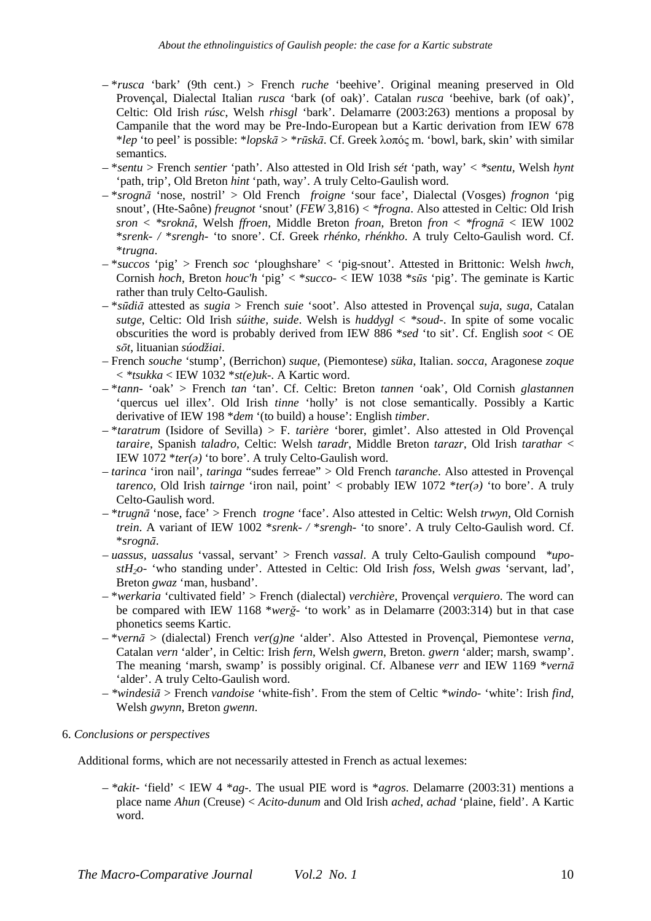– *\*rusca* 'bark' (9th cent.) > French *ruche* 'beehive'. Original meaning preserved in Old Provençal, Dialectal Italian *rusca* 'bark (of oak)'. Catalan *rusca* 'beehive, bark (of oak)', Celtic: Old Irish *rúsc*, Welsh *rhisgl* 'bark'. Delamarre (2003:263) mentions a proposal by Campanile that the word may be Pre-Indo-European but a Kartic derivation from IEW 678 \**lep* 'to peel' is possible: \**lopskā* > \**rūskā*. Cf. Greek λοπός m. 'bowl, bark, skin' with similar semantics.

– \**sentu* > French *sentier* 'path'. Also attested in Old Irish *sét* 'path, way' < *\*sentu*, Welsh *hynt* 'path, trip', Old Breton *hint* 'path, way'. A truly Celto-Gaulish word.

– \**srognā* 'nose, nostril' > Old French *froigne* 'sour face', Dialectal (Vosges) *frognon* 'pig snout', (Hte-Saône) *freugnot* 'snout' (*FEW* 3,816) < *\*frogna*. Also attested in Celtic: Old Irish *sron* < *\*sroknā*, Welsh *ffroen*, Middle Breton *froan*, Breton *fron* < *\*frognā* < IEW 1002 \**srenk-* / \**srengh-* 'to snore'. Cf. Greek *rhénko, rhénkho*. A truly Celto-Gaulish word. Cf. \**trugna*.

– \**succos* 'pig' > French *soc* 'ploughshare' < 'pig-snout'. Attested in Brittonic: Welsh *hwch*, Cornish *hoch*, Breton *houc'h* 'pig' < \**succo-* < IEW 1038 \**sūs* 'pig'. The geminate is Kartic rather than truly Celto-Gaulish.

– \**sūdiā* attested as *sugia* > French *suie* 'soot'. Also attested in Provençal *suja*, *suga*, Catalan *sutge*, Celtic: Old Irish *súithe*, *suide*. Welsh is *huddygl* < *\*soud-*. In spite of some vocalic obscurities the word is probably derived from IEW 886 \**sed* 'to sit'. Cf. English *soot* < OE *sōt*, lituanian *súodžiai*.

– French *souche* 'stump', (Berrichon) *suque*, (Piemontese) *süka*, Italian. *socca*, Aragonese *zoque* < *\*tsukka* < IEW 1032 \**st(e)uk-*. A Kartic word.

– \**tann-* 'oak' > French *tan* 'tan'. Cf. Celtic: Breton *tannen* 'oak', Old Cornish *glastannen* 'quercus uel illex'. Old Irish *tinne* 'holly' is not close semantically. Possibly a Kartic derivative of IEW 198 \**dem* '(to build) a house': English *timber*.

– \**taratrum* (Isidore of Sevilla) > F. *tarière* 'borer, gimlet'. Also attested in Old Provençal *taraire*, Spanish *taladro*, Celtic: Welsh *taradr*, Middle Breton *tarazr*, Old Irish *tarathar* < IEW 1072 \**ter(ə)* 'to bore'. A truly Celto-Gaulish word.

– *tarinca* 'iron nail', *taringa* "sudes ferreae" > Old French *taranche*. Also attested in Provençal *tarenco*, Old Irish *tairnge* 'iron nail, point' < probably IEW 1072 \**ter(ə)* 'to bore'. A truly Celto-Gaulish word.

– \**trugnā* 'nose, face' > French *trogne* 'face'. Also attested in Celtic: Welsh *trwyn*, Old Cornish *trein*. A variant of IEW 1002 \**srenk-* / \**srengh-* 'to snore'. A truly Celto-Gaulish word. Cf. \**srognā*.

– *uassus*, *uassalus* 'vassal, servant' > French *vassal*. A truly Celto-Gaulish compound *\*upo-stH₂o-* 'who standing under'. Attested in Celtic: Old Irish *foss*, Welsh *gwas* 'servant, lad', Breton *gwaz* 'man, husband'.

– \**werkaria* 'cultivated field' > French (dialectal) *verchière*, Provençal *verquiero*. The word can be compared with IEW 1168 \**werĝ-* 'to work' as in Delamarre (2003:314) but in that case phonetics seems Kartic.

– \**vernā* > (dialectal) French *ver(g)ne* 'alder'. Also Attested in Provençal, Piemontese *verna*, Catalan *vern* 'alder', in Celtic: Irish *fern*, Welsh *gwern*, Breton. *gwern* 'alder; marsh, swamp'. The meaning 'marsh, swamp' is possibly original. Cf. Albanese *verr* and IEW 1169 \**vernā* 'alder'. A truly Celto-Gaulish word.

– *\*windesiā* > French *vandoise* 'white-fish'. From the stem of Celtic \**windo-* 'white': Irish *find*, Welsh *gwynn*, Breton *gwenn*.

## 6. *Conclusions or perspectives*

Additional forms, which are not necessarily attested in French as actual lexemes:

– \**akit-* 'field' < IEW 4 \**ag-*. The usual PIE word is \**agros*. Delamarre (2003:31) mentions a place name *Ahun* (Creuse) < *Acito-dunum* and Old Irish *ached, achad* 'plaine, field'. A Kartic word.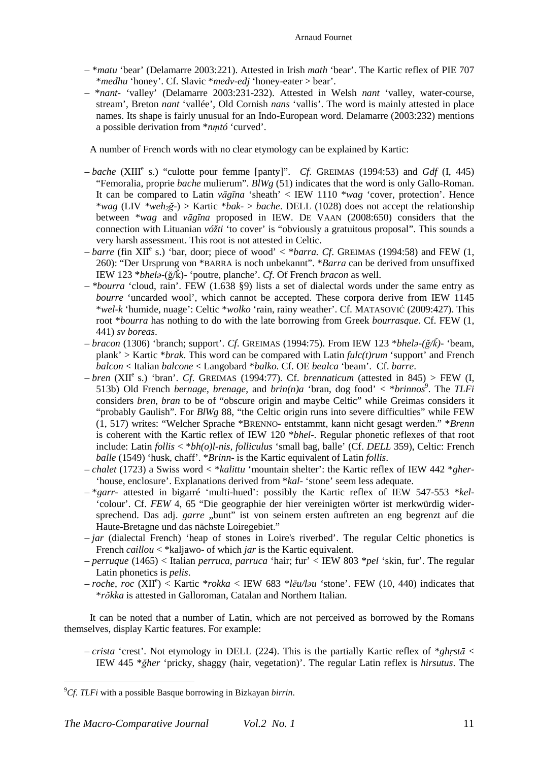– **matu* 'bear' (Delamarre 2003:221). Attested in Irish *math* 'bear'. The Kartic reflex of PIE 707 **medhu* 'honey'. Cf. Slavic **medv-edj* 'honey-eater > bear'.
– **nant-* 'valley' (Delamarre 2003:231-232). Attested in Welsh *nant* 'valley, water-course, stream', Breton *nant* 'vallée', Old Cornish *nans* 'vallis'. The word is mainly attested in place names. Its shape is fairly unusual for an Indo-European word. Delamarre (2003:232) mentions a possible derivation from **n̥tó* 'curved'.

A number of French words with no clear etymology can be explained by Kartic:

– *bache* (XIII[e] s.) "culotte pour femme [panty]". *Cf*. GREIMAS (1994:53) and *Gdf* (I, 445) "Femoralia, proprie *bache* mulierum". *BlWg* (51) indicates that the word is only Gallo-Roman. It can be compared to Latin *vāgīna* 'sheath' < IEW 1110 **wag* 'cover, protection'. Hence **wag* (LIV **weh₂ĝ-*) > Kartic **bak-* > *bache*. DELL (1028) does not accept the relationship between **wag* and *vāgīna* proposed in IEW. DE VAAN (2008:650) considers that the connection with Lituanian *vóžti* 'to cover' is "obviously a gratuitous proposal". This sounds a very harsh assessment. This root is not attested in Celtic.
– *barre* (fin XII[e] s.) 'bar, door; piece of wood' < **barra*. *Cf*. GREIMAS (1994:58) and FEW (1, 260): "Der Ursprung von *BARRA is noch unbekannt". **Barra* can be derived from unsuffixed IEW 123 **bhelə-*(ĝ/k̂)- 'poutre, planche'. *Cf.* Of French *bracon* as well.
– **bourra* 'cloud, rain'. FEW (1.638 §9) lists a set of dialectal words under the same entry as *bourre* 'uncarded wool', which cannot be accepted. These corpora derive from IEW 1145 **wel-k* 'humide, nuage': Celtic **wolko* 'rain, rainy weather'. Cf. MATASOVIĆ (2009:427). This root **bourra* has nothing to do with the late borrowing from Greek *bourrasque*. Cf. FEW (1, 441) *sv boreas*.
– *bracon* (1306) 'branch; support'. *Cf*. GREIMAS (1994:75). From IEW 123 **bhelə-(ĝ/k̂)-* 'beam, plank' > Kartic **brak*. This word can be compared with Latin *fulc(t)rum* 'support' and French *balcon* < Italian *balcone* < Langobard **balko*. Cf. OE *bealca* 'beam'. Cf. *barre*.
– *bren* (XII[e] s.) 'bran'. *Cf*. GREIMAS (1994:77). Cf. *brennaticum* (attested in 845) > FEW (I, 513b) Old French *bernage*, *brenage*, and *brin(n)a* 'bran, dog food' < **brinnos*[9]. The *TLFi* considers *bren, bran* to be of "obscure origin and maybe Celtic" while Greimas considers it "probably Gaulish". For *BlWg* 88, "the Celtic origin runs into severe difficulties" while FEW (1, 517) writes: "Welcher Sprache *BRENNO- entstammt, kann nicht gesagt werden." **Brenn* is coherent with the Kartic reflex of IEW 120 **bhel-*. Regular phonetic reflexes of that root include: Latin *follis* < **bh(o)l-nis, folliculus* 'small bag, balle' (Cf. *DELL* 359), Celtic: French *balle* (1549) 'husk, chaff'. **Brinn-* is the Kartic equivalent of Latin *follis*.
– *chalet* (1723) a Swiss word < **kalittu* 'mountain shelter': the Kartic reflex of IEW 442 **gher-* 'house, enclosure'. Explanations derived from **kal-* 'stone' seem less adequate.
– **garr-* attested in bigarré 'multi-hued': possibly the Kartic reflex of IEW 547-553 **kel-* 'colour'. Cf. *FEW* 4, 65 "Die geographie der hier vereinigten wörter ist merkwürdig widersprechend. Das adj. *garre* „bunt" ist von seinem ersten auftreten an eng begrenzt auf die Haute-Bretagne und das nächste Loiregebiet."
– *jar* (dialectal French) 'heap of stones in Loire's riverbed'. The regular Celtic phonetics is French *caillou* < *kaljawo- of which *jar* is the Kartic equivalent.
– *perruque* (1465) < Italian *perruca, parruca* 'hair; fur' < IEW 803 **pel* 'skin, fur'. The regular Latin phonetics is *pelis*.
– *roche*, *roc* (XII[e]) < Kartic **rokka* < IEW 683 **lēu/ləu* 'stone'. FEW (10, 440) indicates that **rŏkka* is attested in Galloroman, Catalan and Northern Italian.

It can be noted that a number of Latin, which are not perceived as borrowed by the Romans themselves, display Kartic features. For example:

– *crista* 'crest'. Not etymology in DELL (224). This is the partially Kartic reflex of **ghr̥stā* < IEW 445 **ĝher* 'pricky, shaggy (hair, vegetation)'. The regular Latin reflex is *hirsutus*. The

---

[9] *Cf. TLFi* with a possible Basque borrowing in Bizkayan *birrin*.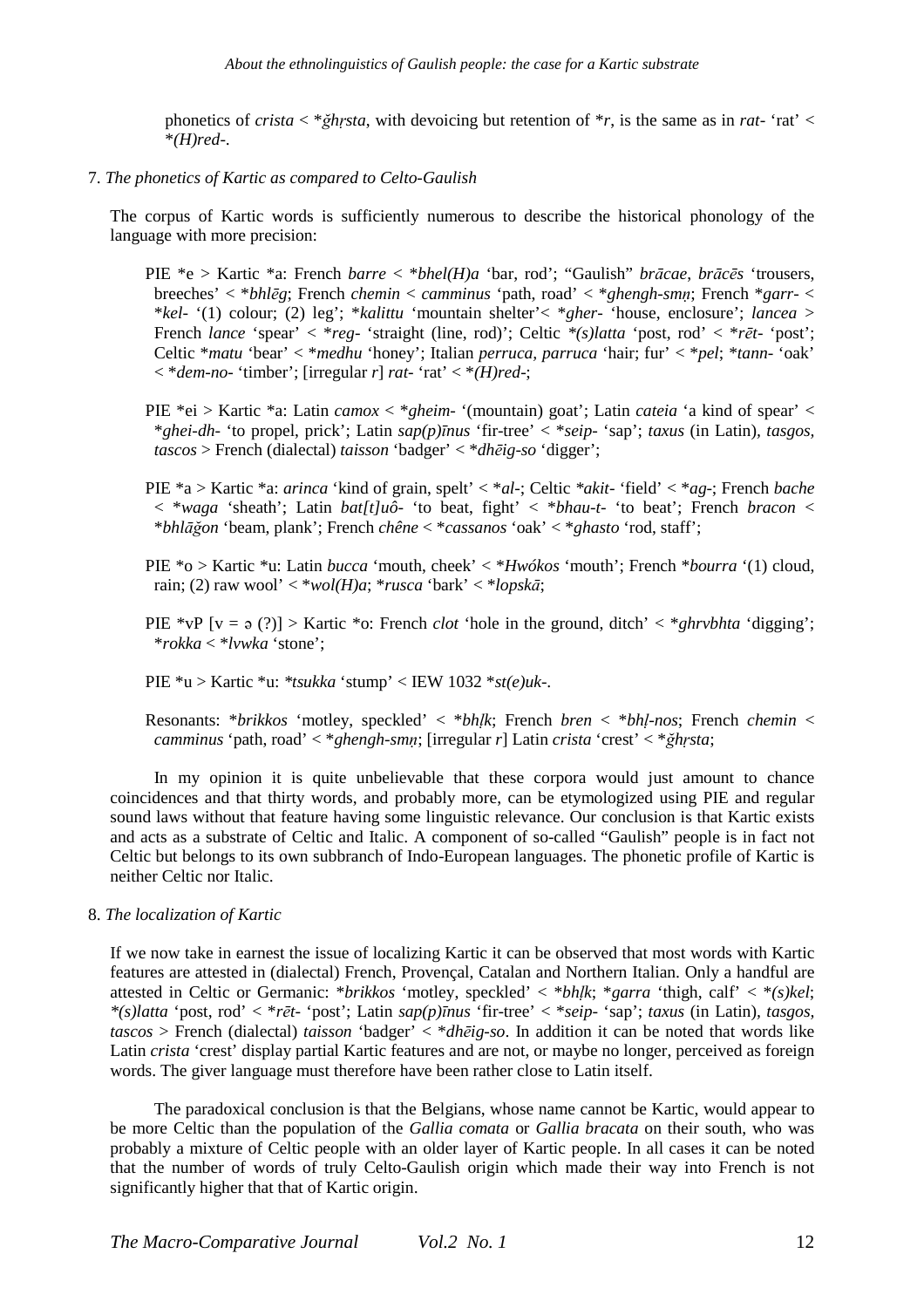phonetics of *crista* < *\*ǧhṛsta*, with devoicing but retention of *\*r*, is the same as in *rat-* 'rat' < *\*(H)red-*.

7. *The phonetics of Kartic as compared to Celto-Gaulish*

The corpus of Kartic words is sufficiently numerous to describe the historical phonology of the language with more precision:

PIE \*e > Kartic \*a: French *barre* < *\*bhel(H)a* 'bar, rod'; "Gaulish" *brācae*, *brācēs* 'trousers, breeches' < *\*bhlēg*; French *chemin* < *camminus* 'path, road' < *\*ghengh-smṇ*; French *\*garr-* < *\*kel-* '(1) colour; (2) leg'; *\*kalittu* 'mountain shelter'< *\*gher-* 'house, enclosure'; *lancea* > French *lance* 'spear' < *\*reg-* 'straight (line, rod)'; Celtic *\*(s)latta* 'post, rod' < *\*rēt-* 'post'; Celtic *\*matu* 'bear' < *\*medhu* 'honey'; Italian *perruca, parruca* 'hair; fur' < *\*pel*; *\*tann-* 'oak' < *\*dem-no-* 'timber'; [irregular *r*] *rat-* 'rat' < *\*(H)red-*;

PIE \*ei > Kartic \*a: Latin *camox* < *\*gheim-* '(mountain) goat'; Latin *cateia* 'a kind of spear' < *\*ghei-dh-* 'to propel, prick'; Latin *sap(p)īnus* 'fir-tree' < *\*seip-* 'sap'; *taxus* (in Latin), *tasgos, tascos* > French (dialectal) *taisson* 'badger' < *\*dhēig-so* 'digger';

PIE \*a > Kartic \*a: *arinca* 'kind of grain, spelt' < *\*al-*; Celtic *\*akit-* 'field' < *\*ag-*; French *bache* < *\*waga* 'sheath'; Latin *bat[t]uô-* 'to beat, fight' < *\*bhau-t-* 'to beat'; French *bracon* < *\*bhlāǧon* 'beam, plank'; French *chêne* < *\*cassanos* 'oak' < *\*ghasto* 'rod, staff';

PIE \*o > Kartic \*u: Latin *bucca* 'mouth, cheek' < *\*Hwókos* 'mouth'; French *\*bourra* '(1) cloud, rain; (2) raw wool' < *\*wol(H)a*; *\*rusca* 'bark' < *\*lopskā*;

PIE \*vP [v = ə (?)] > Kartic \*o: French *clot* 'hole in the ground, ditch' < *\*ghrvbhta* 'digging'; *\*rokka* < *\*lvwka* 'stone';

PIE \*u > Kartic \*u: *\*tsukka* 'stump' < IEW 1032 *\*st(e)uk-*.

Resonants: *\*brikkos* 'motley, speckled' < *\*bhḷk*; French *bren* < *\*bhḷ-nos*; French *chemin* < *camminus* 'path, road' < *\*ghengh-smṇ*; [irregular *r*] Latin *crista* 'crest' < *\*ǧhṛsta*;

In my opinion it is quite unbelievable that these corpora would just amount to chance coincidences and that thirty words, and probably more, can be etymologized using PIE and regular sound laws without that feature having some linguistic relevance. Our conclusion is that Kartic exists and acts as a substrate of Celtic and Italic. A component of so-called "Gaulish" people is in fact not Celtic but belongs to its own subbranch of Indo-European languages. The phonetic profile of Kartic is neither Celtic nor Italic.

8. *The localization of Kartic*

If we now take in earnest the issue of localizing Kartic it can be observed that most words with Kartic features are attested in (dialectal) French, Provençal, Catalan and Northern Italian. Only a handful are attested in Celtic or Germanic: *\*brikkos* 'motley, speckled' < *\*bhḷk*; *\*garra* 'thigh, calf' < *\*(s)kel*; *\*(s)latta* 'post, rod' < *\*rēt-* 'post'; Latin *sap(p)īnus* 'fir-tree' < *\*seip-* 'sap'; *taxus* (in Latin), *tasgos, tascos* > French (dialectal) *taisson* 'badger' < *\*dhēig-so*. In addition it can be noted that words like Latin *crista* 'crest' display partial Kartic features and are not, or maybe no longer, perceived as foreign words. The giver language must therefore have been rather close to Latin itself.

The paradoxical conclusion is that the Belgians, whose name cannot be Kartic, would appear to be more Celtic than the population of the *Gallia comata* or *Gallia bracata* on their south, who was probably a mixture of Celtic people with an older layer of Kartic people. In all cases it can be noted that the number of words of truly Celto-Gaulish origin which made their way into French is not significantly higher that that of Kartic origin.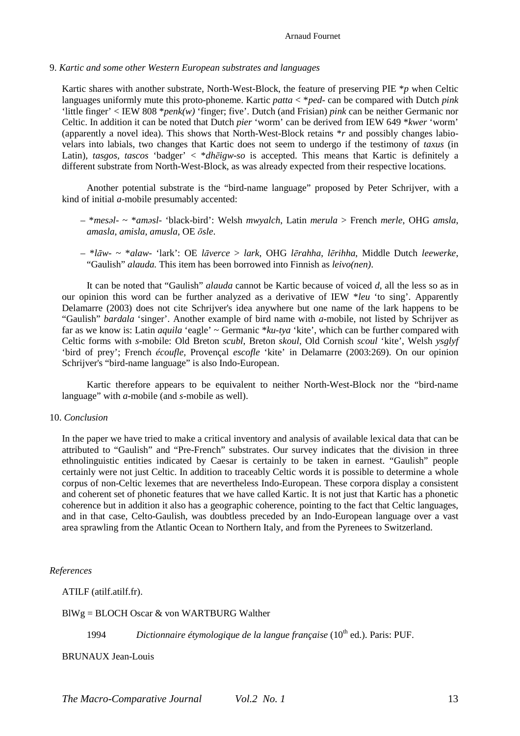## 9. *Kartic and some other Western European substrates and languages*

Kartic shares with another substrate, North-West-Block, the feature of preserving PIE **p* when Celtic languages uniformly mute this proto-phoneme. Kartic *patta* < **ped-* can be compared with Dutch *pink* 'little finger' < IEW 808 **penk(w)* 'finger; five'. Dutch (and Frisian) *pink* can be neither Germanic nor Celtic. In addition it can be noted that Dutch *pier* 'worm' can be derived from IEW 649 **kwer* 'worm' (apparently a novel idea). This shows that North-West-Block retains **r* and possibly changes labio-velars into labials, two changes that Kartic does not seem to undergo if the testimony of *taxus* (in Latin), *tasgos*, *tascos* 'badger' < **dhēigw-so* is accepted. This means that Kartic is definitely a different substrate from North-West-Block, as was already expected from their respective locations.

Another potential substrate is the "bird-name language" proposed by Peter Schrijver, with a kind of initial *a*-mobile presumably accented:

– **mesəl-* ~ **aməsl-* 'black-bird': Welsh *mwyalch*, Latin *merula* > French *merle*, OHG *amsla*, *amasla*, *amisla*, *amusla*, OE *ōsle*.

– **lāw-* ~ **alaw-* 'lark': OE *lāverce* > *lark*, OHG *lērahha*, *lērihha*, Middle Dutch *leewerke*, "Gaulish" *alauda.* This item has been borrowed into Finnish as *leivo(nen)*.

It can be noted that "Gaulish" *alauda* cannot be Kartic because of voiced *d*, all the less so as in our opinion this word can be further analyzed as a derivative of IEW **leu* 'to sing'. Apparently Delamarre (2003) does not cite Schrijver's idea anywhere but one name of the lark happens to be "Gaulish" *bardala* 'singer'. Another example of bird name with *a*-mobile, not listed by Schrijver as far as we know is: Latin *aquila* 'eagle' ~ Germanic **ku-tya* 'kite', which can be further compared with Celtic forms with *s*-mobile: Old Breton *scubl*, Breton *skoul*, Old Cornish *scoul* 'kite', Welsh *ysglyf* 'bird of prey'; French *écoufle*, Provençal *escofle* 'kite' in Delamarre (2003:269). On our opinion Schrijver's "bird-name language" is also Indo-European.

Kartic therefore appears to be equivalent to neither North-West-Block nor the "bird-name language" with *a*-mobile (and *s*-mobile as well).

## 10. *Conclusion*

In the paper we have tried to make a critical inventory and analysis of available lexical data that can be attributed to "Gaulish" and "Pre-French" substrates. Our survey indicates that the division in three ethnolinguistic entities indicated by Caesar is certainly to be taken in earnest. "Gaulish" people certainly were not just Celtic. In addition to traceably Celtic words it is possible to determine a whole corpus of non-Celtic lexemes that are nevertheless Indo-European. These corpora display a consistent and coherent set of phonetic features that we have called Kartic. It is not just that Kartic has a phonetic coherence but in addition it also has a geographic coherence, pointing to the fact that Celtic languages, and in that case, Celto-Gaulish, was doubtless preceded by an Indo-European language over a vast area sprawling from the Atlantic Ocean to Northern Italy, and from the Pyrenees to Switzerland.

### *References*

ATILF (atilf.atilf.fr).

BlWg = BLOCH Oscar & von WARTBURG Walther

1994 *Dictionnaire étymologique de la langue française* (10th ed.). Paris: PUF.

BRUNAUX Jean-Louis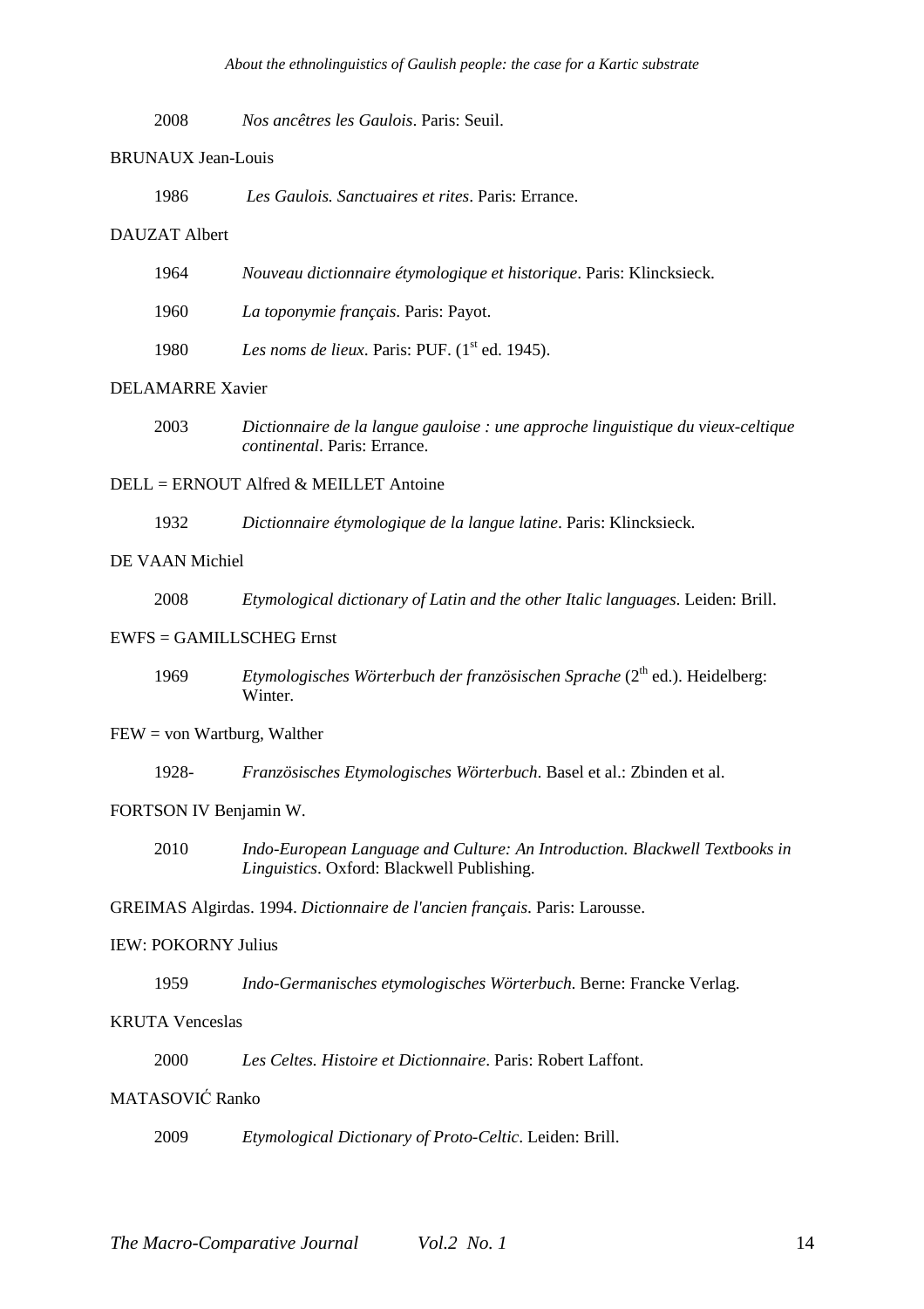2008 *Nos ancêtres les Gaulois*. Paris: Seuil.

BRUNAUX Jean-Louis

1986 *Les Gaulois. Sanctuaires et rites*. Paris: Errance.

DAUZAT Albert

1964 *Nouveau dictionnaire étymologique et historique*. Paris: Klincksieck.

1960 *La toponymie français*. Paris: Payot.

1980 *Les noms de lieux*. Paris: PUF. (1st ed. 1945).

DELAMARRE Xavier

2003 *Dictionnaire de la langue gauloise : une approche linguistique du vieux-celtique continental*. Paris: Errance.

DELL = ERNOUT Alfred & MEILLET Antoine

1932 *Dictionnaire étymologique de la langue latine*. Paris: Klincksieck.

DE VAAN Michiel

2008 *Etymological dictionary of Latin and the other Italic languages*. Leiden: Brill.

EWFS = GAMILLSCHEG Ernst

1969 *Etymologisches Wörterbuch der französischen Sprache* (2th ed.). Heidelberg: Winter.

FEW = von Wartburg, Walther

1928- *Französisches Etymologisches Wörterbuch*. Basel et al.: Zbinden et al.

FORTSON IV Benjamin W.

2010 *Indo-European Language and Culture: An Introduction. Blackwell Textbooks in Linguistics*. Oxford: Blackwell Publishing.

GREIMAS Algirdas. 1994. *Dictionnaire de l'ancien français*. Paris: Larousse.

IEW: POKORNY Julius

1959 *Indo-Germanisches etymologisches Wörterbuch*. Berne: Francke Verlag.

KRUTA Venceslas

2000 *Les Celtes. Histoire et Dictionnaire*. Paris: Robert Laffont.

MATASOVIĆ Ranko

2009 *Etymological Dictionary of Proto-Celtic*. Leiden: Brill.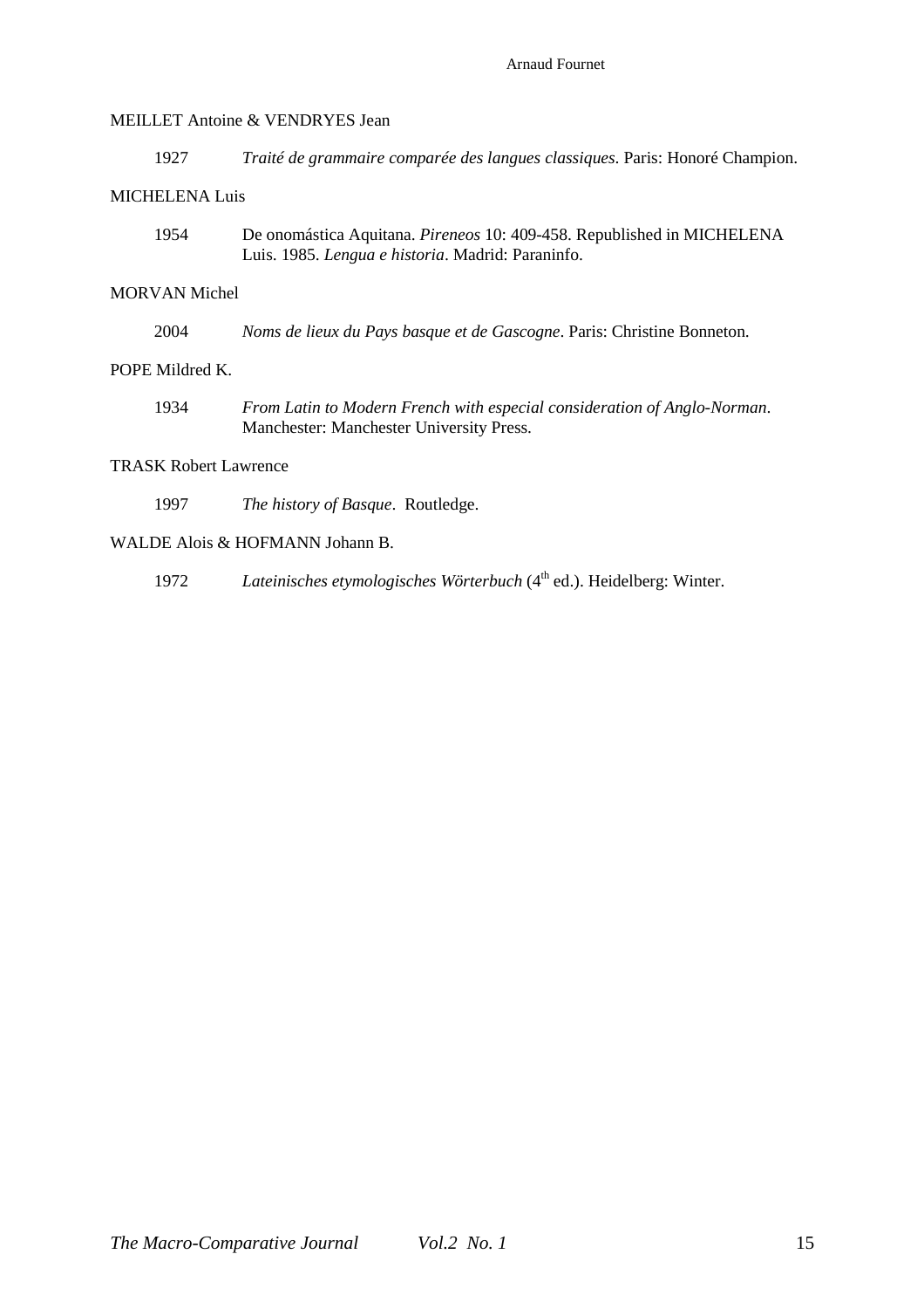MEILLET Antoine & VENDRYES Jean

1927 *Traité de grammaire comparée des langues classiques*. Paris: Honoré Champion.

MICHELENA Luis

1954 De onomástica Aquitana. *Pireneos* 10: 409-458. Republished in MICHELENA Luis. 1985. *Lengua e historia*. Madrid: Paraninfo.

MORVAN Michel

2004 *Noms de lieux du Pays basque et de Gascogne*. Paris: Christine Bonneton.

POPE Mildred K.

1934 *From Latin to Modern French with especial consideration of Anglo-Norman*. Manchester: Manchester University Press.

TRASK Robert Lawrence

1997 *The history of Basque*. Routledge.

WALDE Alois & HOFMANN Johann B.

1972 *Lateinisches etymologisches Wörterbuch* (4th ed.). Heidelberg: Winter.